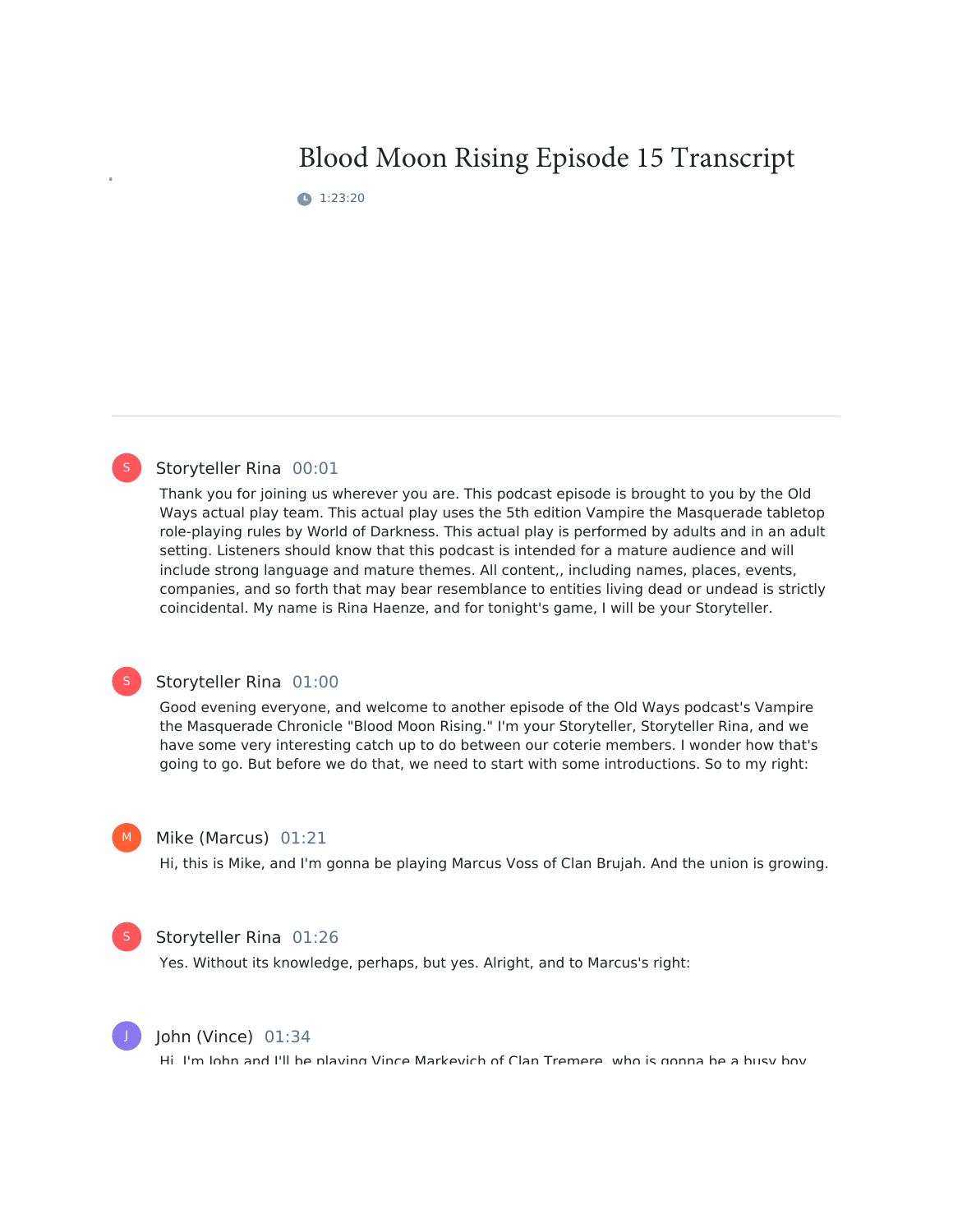# Blood Moon Rising Episode 15 Transcript

1:23:20

---

**Storyteller Rina** 00:01

Thank you for joining us wherever you are. This podcast episode is brought to you by the Old Ways actual play team. This actual play uses the 5th edition Vampire the Masquerade tabletop role-playing rules by World of Darkness. This actual play is performed by adults and in an adult setting. Listeners should know that this podcast is intended for a mature audience and will include strong language and mature themes. All content,, including names, places, events, companies, and so forth that may bear resemblance to entities living dead or undead is strictly coincidental. My name is Rina Haenze, and for tonight's game, I will be your Storyteller.

**Storyteller Rina** 01:00

Good evening everyone, and welcome to another episode of the Old Ways podcast's Vampire the Masquerade Chronicle "Blood Moon Rising." I'm your Storyteller, Storyteller Rina, and we have some very interesting catch up to do between our coterie members. I wonder how that's going to go. But before we do that, we need to start with some introductions. So to my right:

**Mike (Marcus)** 01:21

Hi, this is Mike, and I'm gonna be playing Marcus Voss of Clan Brujah. And the union is growing.

**Storyteller Rina** 01:26

Yes. Without its knowledge, perhaps, but yes. Alright, and to Marcus's right:

**John (Vince)** 01:34

Hi, I'm John and I'll be playing Vince Markevich of Clan Tremere, who is gonna be a busy boy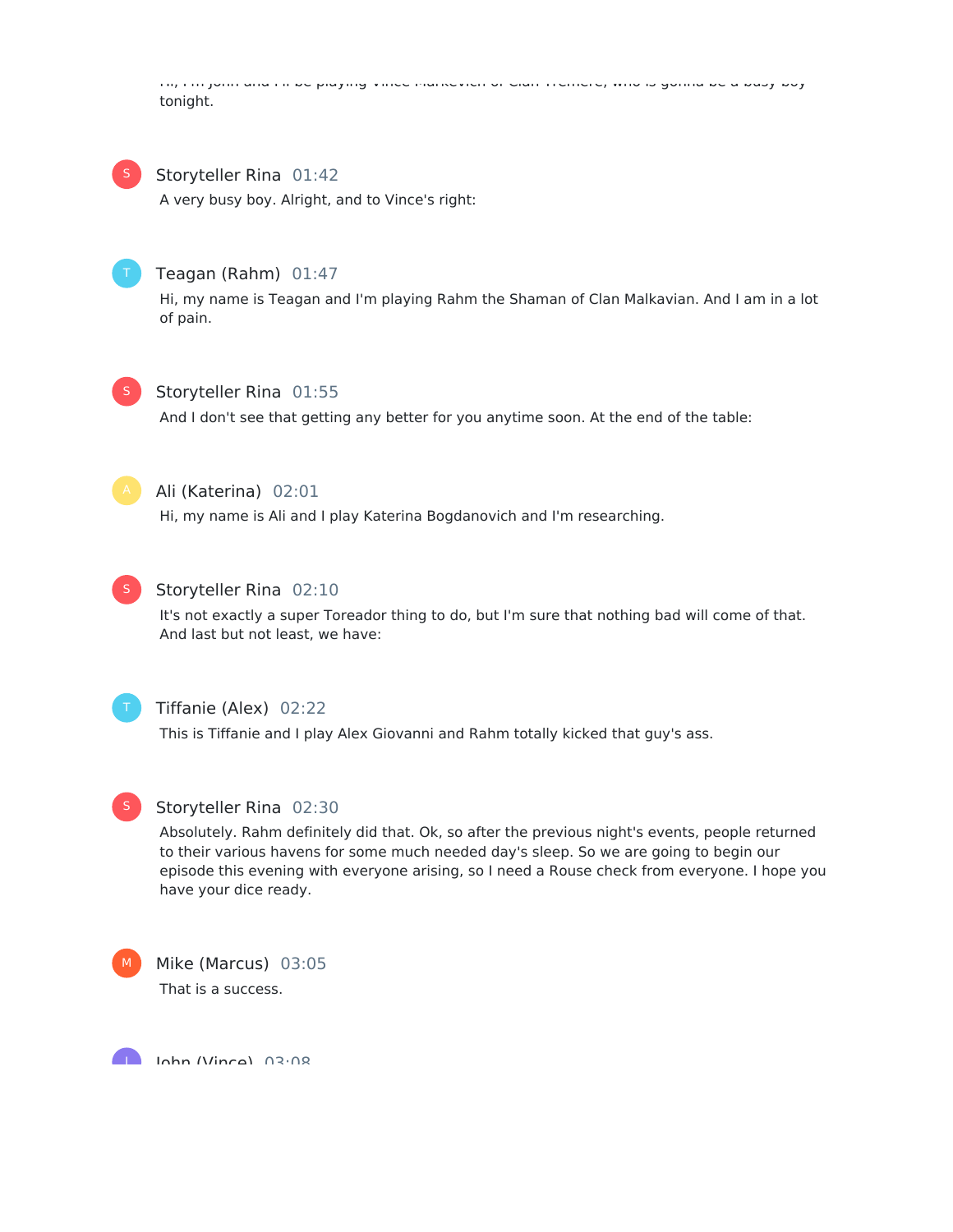Hi, I'm John and I'll be playing Vince Markevich of Clan Tremere, who is gonna be a busy boy tonight.

**Storyteller Rina** 01:42

A very busy boy. Alright, and to Vince's right:

**Teagan (Rahm)** 01:47

Hi, my name is Teagan and I'm playing Rahm the Shaman of Clan Malkavian. And I am in a lot of pain.

**Storyteller Rina** 01:55

And I don't see that getting any better for you anytime soon. At the end of the table:

**Ali (Katerina)** 02:01

Hi, my name is Ali and I play Katerina Bogdanovich and I'm researching.

**Storyteller Rina** 02:10

It's not exactly a super Toreador thing to do, but I'm sure that nothing bad will come of that. And last but not least, we have:

**Tiffanie (Alex)** 02:22

This is Tiffanie and I play Alex Giovanni and Rahm totally kicked that guy's ass.

**Storyteller Rina** 02:30

Absolutely. Rahm definitely did that. Ok, so after the previous night's events, people returned to their various havens for some much needed day's sleep. So we are going to begin our episode this evening with everyone arising, so I need a Rouse check from everyone. I hope you have your dice ready.

**Mike (Marcus)** 03:05

That is a success.

**John (Vince)** 03:08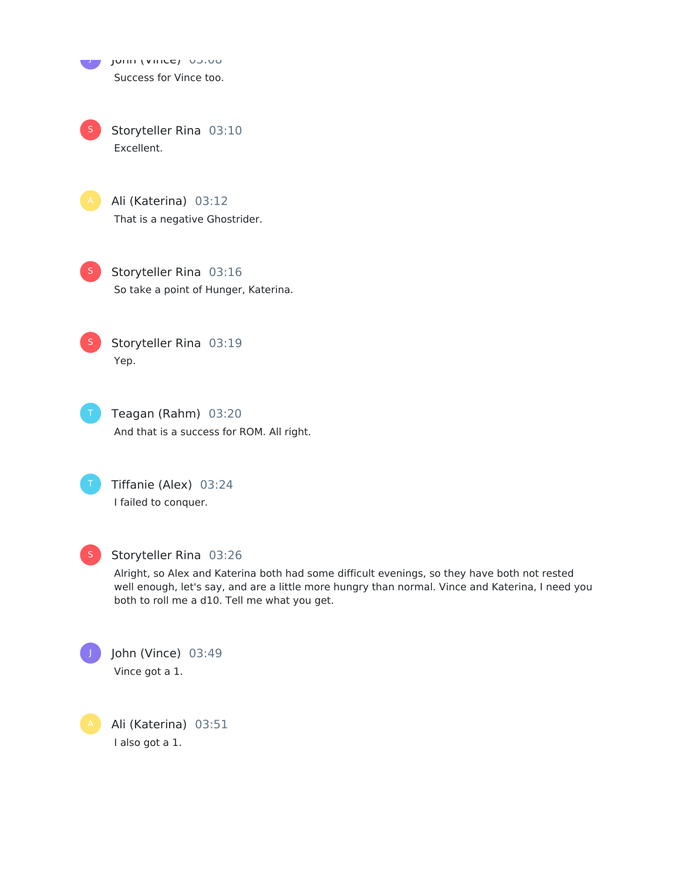John (Vince) 03:08

Success for Vince too.

Storyteller Rina 03:10

Excellent.

Ali (Katerina) 03:12

That is a negative Ghostrider.

Storyteller Rina 03:16

So take a point of Hunger, Katerina.

Storyteller Rina 03:19

Yep.

Teagan (Rahm) 03:20

And that is a success for ROM. All right.

Tiffanie (Alex) 03:24

I failed to conquer.

Storyteller Rina 03:26

Alright, so Alex and Katerina both had some difficult evenings, so they have both not rested well enough, let's say, and are a little more hungry than normal. Vince and Katerina, I need you both to roll me a d10. Tell me what you get.

John (Vince) 03:49

Vince got a 1.

Ali (Katerina) 03:51

I also got a 1.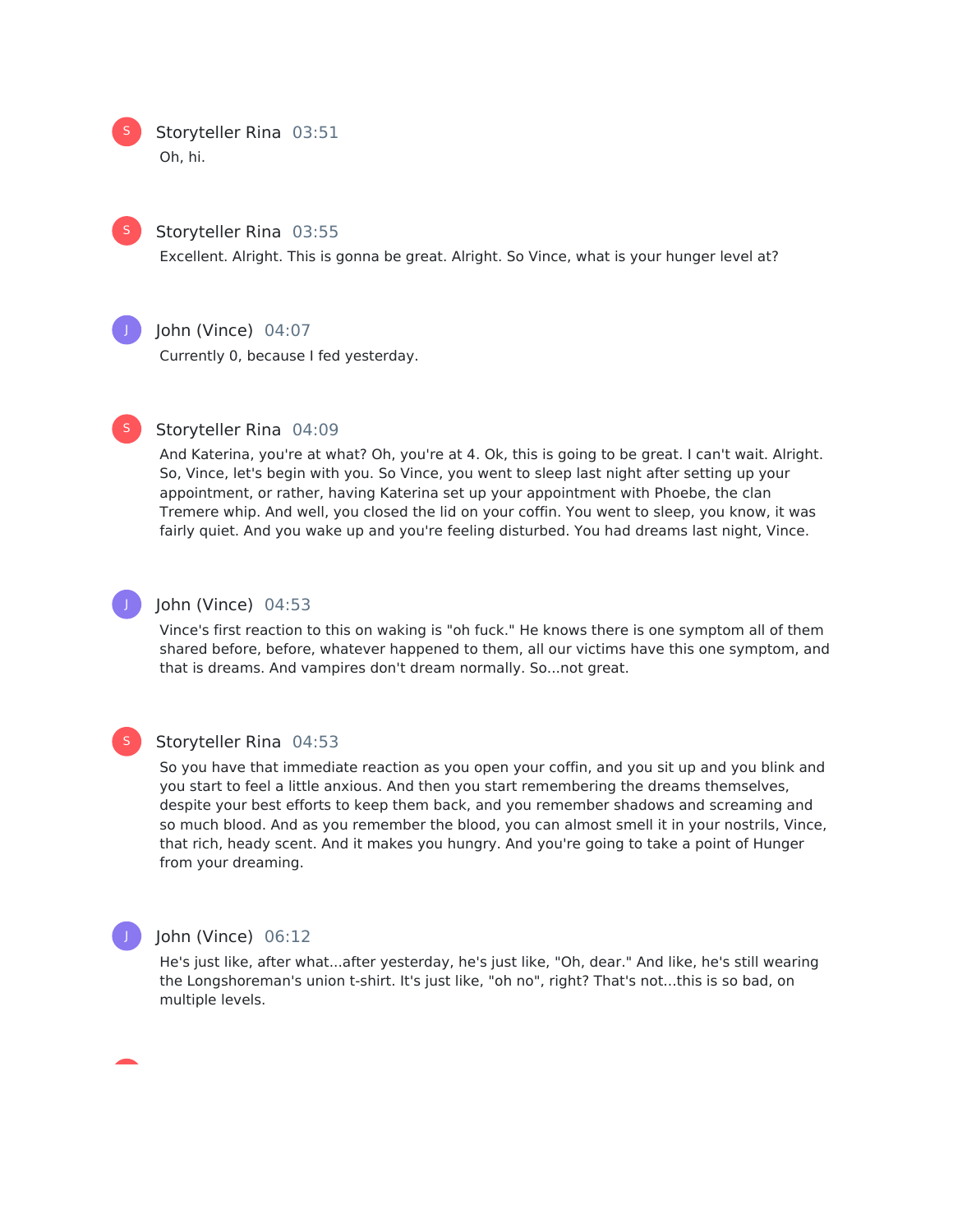**Storyteller Rina** 03:51

Oh, hi.

**Storyteller Rina** 03:55

Excellent. Alright. This is gonna be great. Alright. So Vince, what is your hunger level at?

**John (Vince)** 04:07

Currently 0, because I fed yesterday.

**Storyteller Rina** 04:09

And Katerina, you're at what? Oh, you're at 4. Ok, this is going to be great. I can't wait. Alright. So, Vince, let's begin with you. So Vince, you went to sleep last night after setting up your appointment, or rather, having Katerina set up your appointment with Phoebe, the clan Tremere whip. And well, you closed the lid on your coffin. You went to sleep, you know, it was fairly quiet. And you wake up and you're feeling disturbed. You had dreams last night, Vince.

**John (Vince)** 04:53

Vince's first reaction to this on waking is "oh fuck." He knows there is one symptom all of them shared before, before, whatever happened to them, all our victims have this one symptom, and that is dreams. And vampires don't dream normally. So...not great.

**Storyteller Rina** 04:53

So you have that immediate reaction as you open your coffin, and you sit up and you blink and you start to feel a little anxious. And then you start remembering the dreams themselves, despite your best efforts to keep them back, and you remember shadows and screaming and so much blood. And as you remember the blood, you can almost smell it in your nostrils, Vince, that rich, heady scent. And it makes you hungry. And you're going to take a point of Hunger from your dreaming.

**John (Vince)** 06:12

He's just like, after what...after yesterday, he's just like, "Oh, dear." And like, he's still wearing the Longshoreman's union t-shirt. It's just like, "oh no", right? That's not...this is so bad, on multiple levels.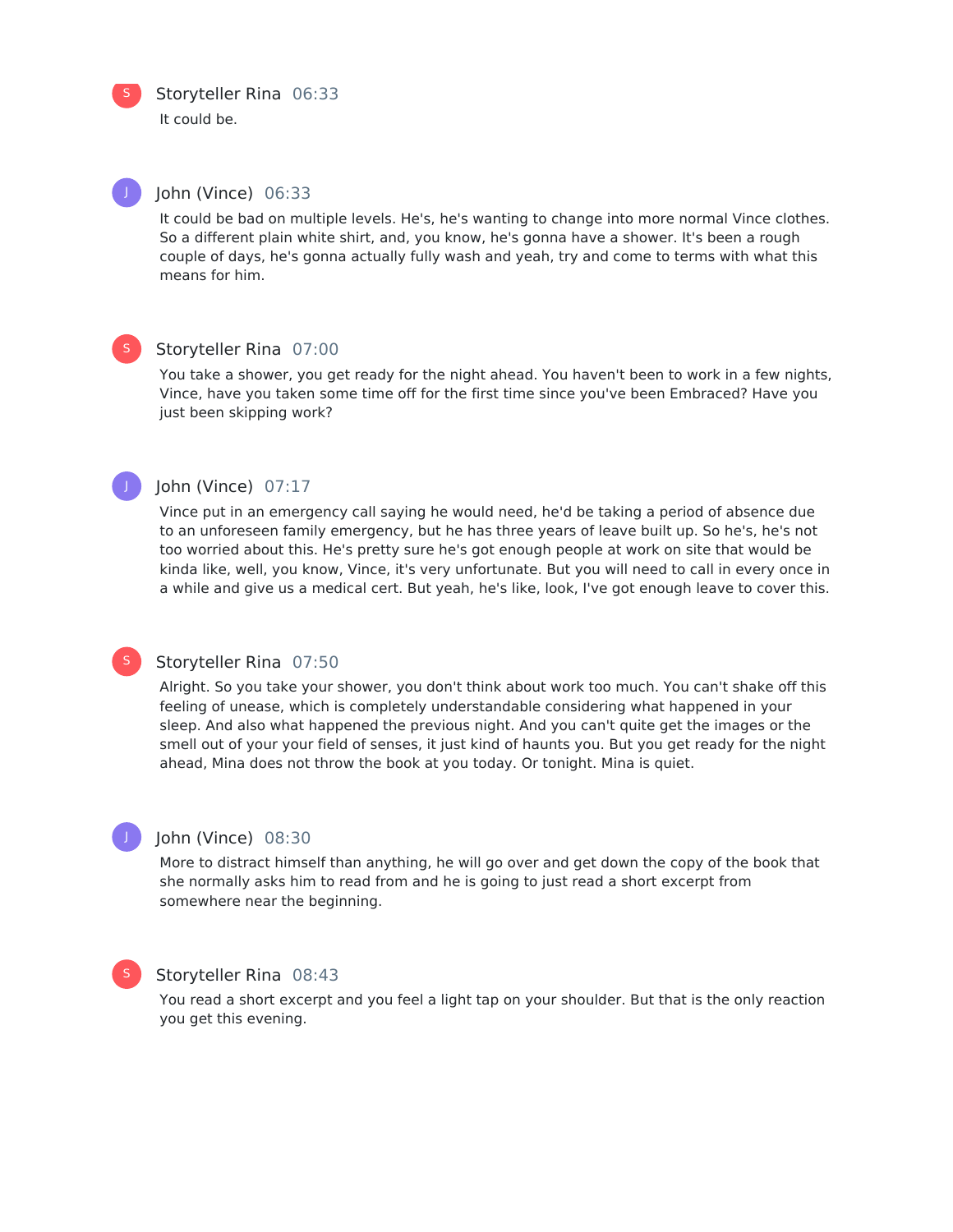**Storyteller Rina** 06:33

It could be.

**John (Vince)** 06:33

It could be bad on multiple levels. He's, he's wanting to change into more normal Vince clothes. So a different plain white shirt, and, you know, he's gonna have a shower. It's been a rough couple of days, he's gonna actually fully wash and yeah, try and come to terms with what this means for him.

**Storyteller Rina** 07:00

You take a shower, you get ready for the night ahead. You haven't been to work in a few nights, Vince, have you taken some time off for the first time since you've been Embraced? Have you just been skipping work?

**John (Vince)** 07:17

Vince put in an emergency call saying he would need, he'd be taking a period of absence due to an unforeseen family emergency, but he has three years of leave built up. So he's, he's not too worried about this. He's pretty sure he's got enough people at work on site that would be kinda like, well, you know, Vince, it's very unfortunate. But you will need to call in every once in a while and give us a medical cert. But yeah, he's like, look, I've got enough leave to cover this.

**Storyteller Rina** 07:50

Alright. So you take your shower, you don't think about work too much. You can't shake off this feeling of unease, which is completely understandable considering what happened in your sleep. And also what happened the previous night. And you can't quite get the images or the smell out of your your field of senses, it just kind of haunts you. But you get ready for the night ahead, Mina does not throw the book at you today. Or tonight. Mina is quiet.

**John (Vince)** 08:30

More to distract himself than anything, he will go over and get down the copy of the book that she normally asks him to read from and he is going to just read a short excerpt from somewhere near the beginning.

**Storyteller Rina** 08:43

You read a short excerpt and you feel a light tap on your shoulder. But that is the only reaction you get this evening.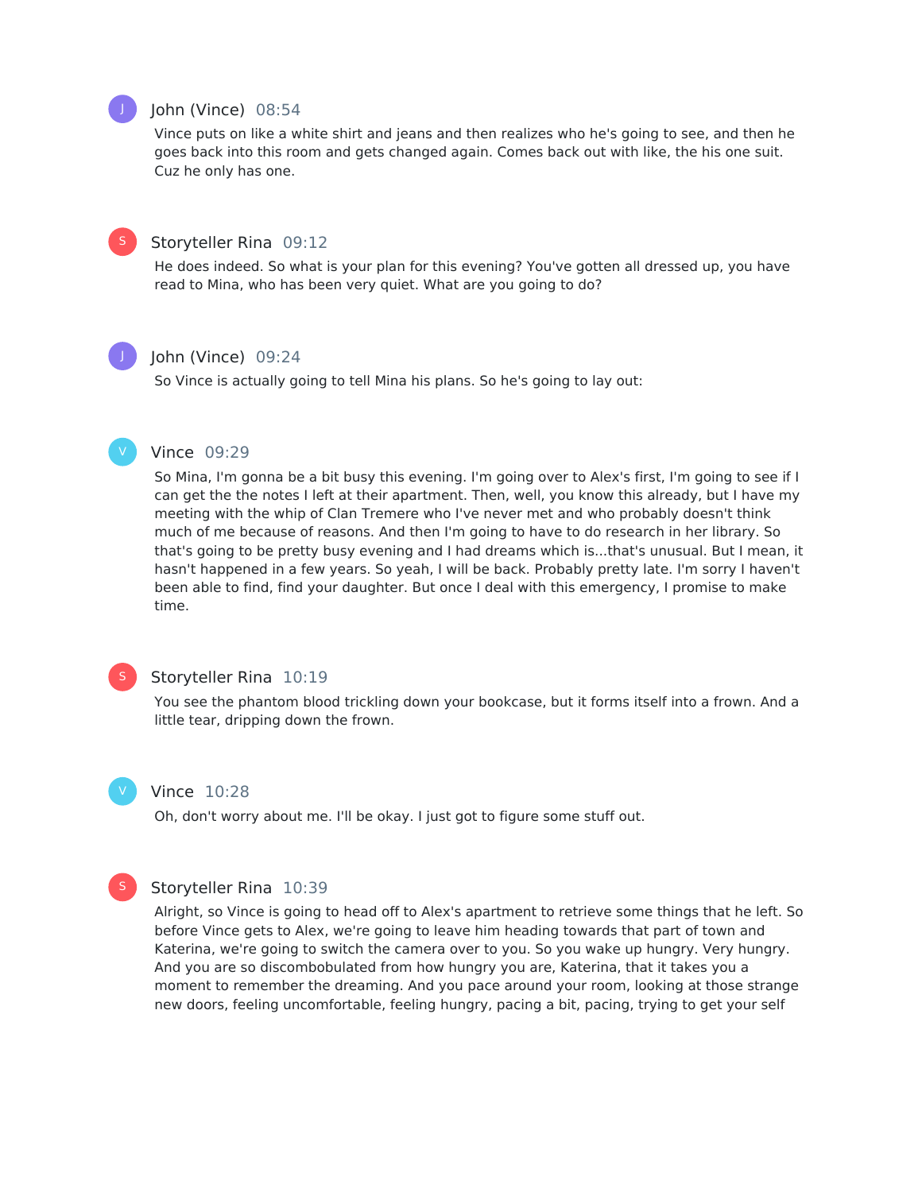**John (Vince)** 08:54

Vince puts on like a white shirt and jeans and then realizes who he's going to see, and then he goes back into this room and gets changed again. Comes back out with like, the his one suit. Cuz he only has one.

**Storyteller Rina** 09:12

He does indeed. So what is your plan for this evening? You've gotten all dressed up, you have read to Mina, who has been very quiet. What are you going to do?

**John (Vince)** 09:24

So Vince is actually going to tell Mina his plans. So he's going to lay out:

**Vince** 09:29

So Mina, I'm gonna be a bit busy this evening. I'm going over to Alex's first, I'm going to see if I can get the the notes I left at their apartment. Then, well, you know this already, but I have my meeting with the whip of Clan Tremere who I've never met and who probably doesn't think much of me because of reasons. And then I'm going to have to do research in her library. So that's going to be pretty busy evening and I had dreams which is...that's unusual. But I mean, it hasn't happened in a few years. So yeah, I will be back. Probably pretty late. I'm sorry I haven't been able to find, find your daughter. But once I deal with this emergency, I promise to make time.

**Storyteller Rina** 10:19

You see the phantom blood trickling down your bookcase, but it forms itself into a frown. And a little tear, dripping down the frown.

**Vince** 10:28

Oh, don't worry about me. I'll be okay. I just got to figure some stuff out.

**Storyteller Rina** 10:39

Alright, so Vince is going to head off to Alex's apartment to retrieve some things that he left. So before Vince gets to Alex, we're going to leave him heading towards that part of town and Katerina, we're going to switch the camera over to you. So you wake up hungry. Very hungry. And you are so discombobulated from how hungry you are, Katerina, that it takes you a moment to remember the dreaming. And you pace around your room, looking at those strange new doors, feeling uncomfortable, feeling hungry, pacing a bit, pacing, trying to get your self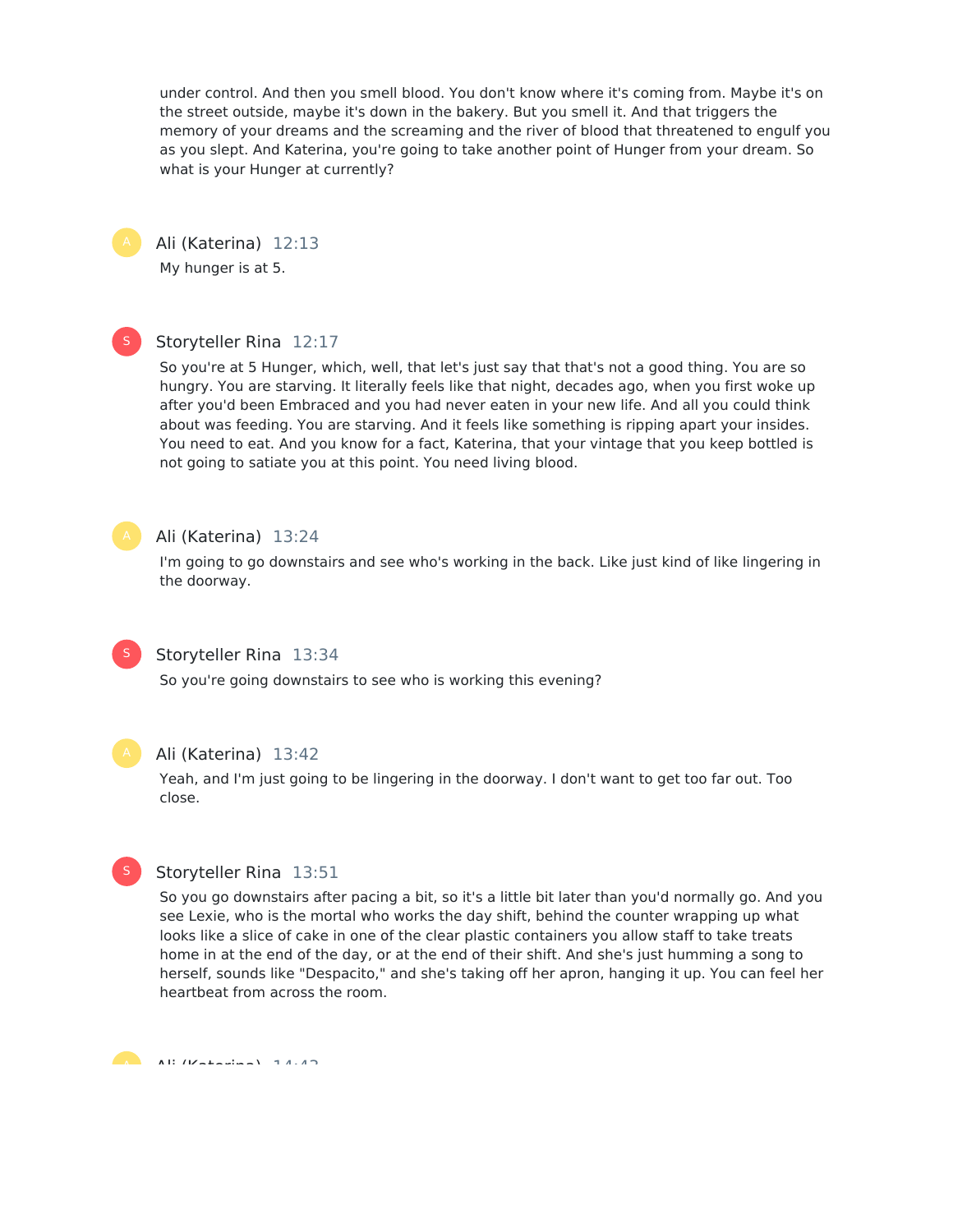under control. And then you smell blood. You don't know where it's coming from. Maybe it's on the street outside, maybe it's down in the bakery. But you smell it. And that triggers the memory of your dreams and the screaming and the river of blood that threatened to engulf you as you slept. And Katerina, you're going to take another point of Hunger from your dream. So what is your Hunger at currently?

**Ali (Katerina)** 12:13

My hunger is at 5.

**Storyteller Rina** 12:17

So you're at 5 Hunger, which, well, that let's just say that that's not a good thing. You are so hungry. You are starving. It literally feels like that night, decades ago, when you first woke up after you'd been Embraced and you had never eaten in your new life. And all you could think about was feeding. You are starving. And it feels like something is ripping apart your insides. You need to eat. And you know for a fact, Katerina, that your vintage that you keep bottled is not going to satiate you at this point. You need living blood.

**Ali (Katerina)** 13:24

I'm going to go downstairs and see who's working in the back. Like just kind of like lingering in the doorway.

**Storyteller Rina** 13:34

So you're going downstairs to see who is working this evening?

**Ali (Katerina)** 13:42

Yeah, and I'm just going to be lingering in the doorway. I don't want to get too far out. Too close.

**Storyteller Rina** 13:51

So you go downstairs after pacing a bit, so it's a little bit later than you'd normally go. And you see Lexie, who is the mortal who works the day shift, behind the counter wrapping up what looks like a slice of cake in one of the clear plastic containers you allow staff to take treats home in at the end of the day, or at the end of their shift. And she's just humming a song to herself, sounds like "Despacito," and she's taking off her apron, hanging it up. You can feel her heartbeat from across the room.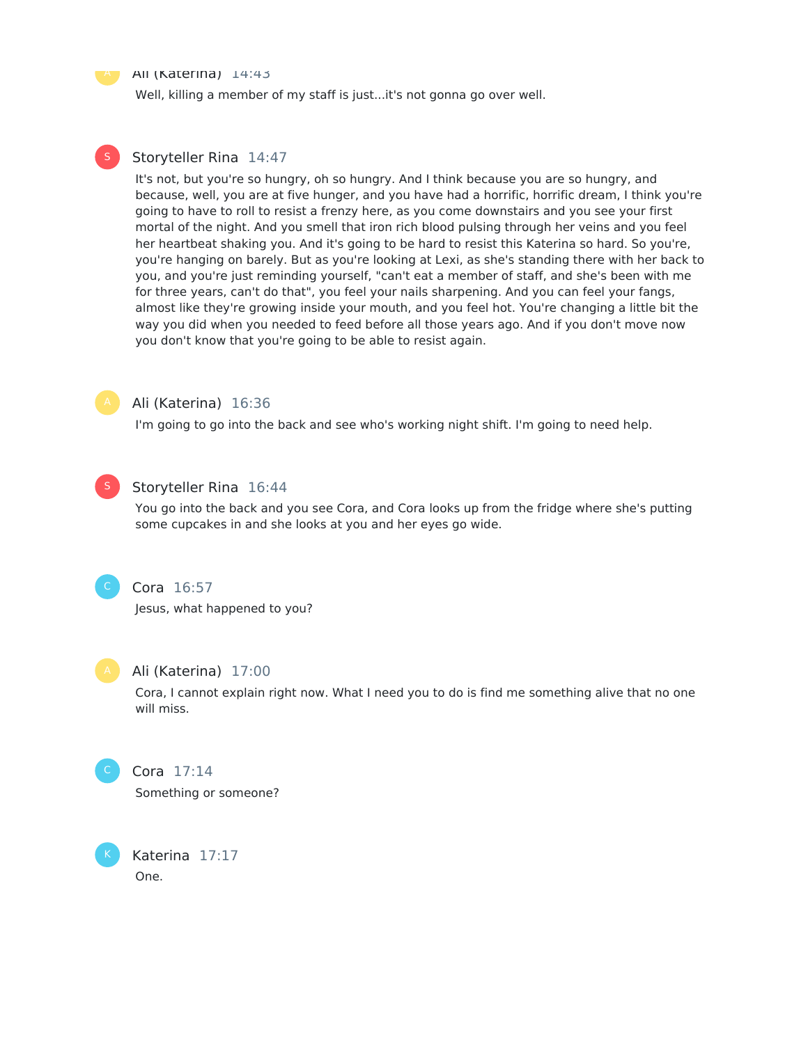**Ali (Katerina)** 14:43

Well, killing a member of my staff is just...it's not gonna go over well.

**Storyteller Rina** 14:47

It's not, but you're so hungry, oh so hungry. And I think because you are so hungry, and because, well, you are at five hunger, and you have had a horrific, horrific dream, I think you're going to have to roll to resist a frenzy here, as you come downstairs and you see your first mortal of the night. And you smell that iron rich blood pulsing through her veins and you feel her heartbeat shaking you. And it's going to be hard to resist this Katerina so hard. So you're, you're hanging on barely. But as you're looking at Lexi, as she's standing there with her back to you, and you're just reminding yourself, "can't eat a member of staff, and she's been with me for three years, can't do that", you feel your nails sharpening. And you can feel your fangs, almost like they're growing inside your mouth, and you feel hot. You're changing a little bit the way you did when you needed to feed before all those years ago. And if you don't move now you don't know that you're going to be able to resist again.

**Ali (Katerina)** 16:36

I'm going to go into the back and see who's working night shift. I'm going to need help.

**Storyteller Rina** 16:44

You go into the back and you see Cora, and Cora looks up from the fridge where she's putting some cupcakes in and she looks at you and her eyes go wide.

**Cora** 16:57

Jesus, what happened to you?

**Ali (Katerina)** 17:00

Cora, I cannot explain right now. What I need you to do is find me something alive that no one will miss.

**Cora** 17:14

Something or someone?

**Katerina** 17:17

One.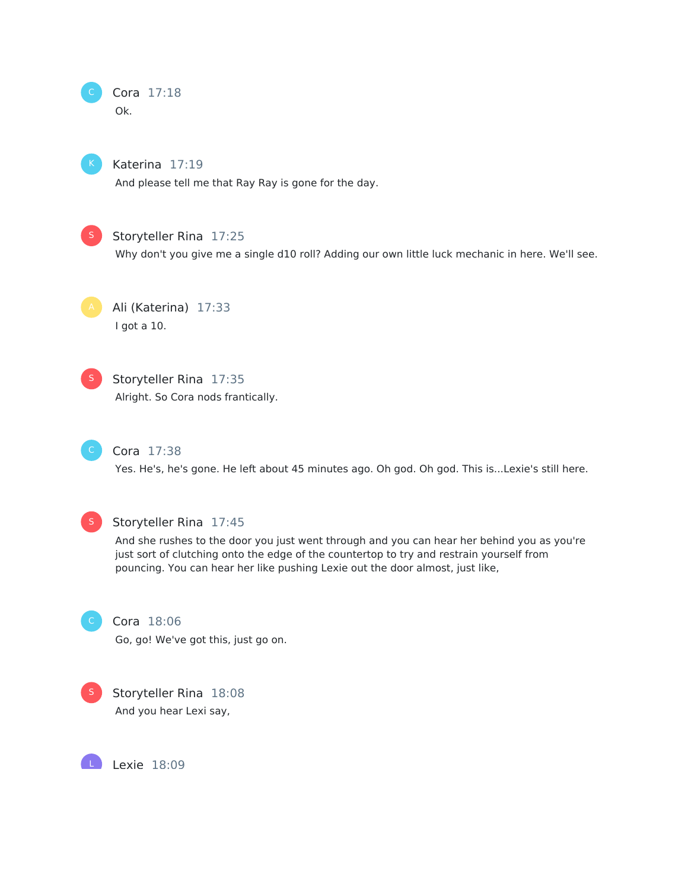**Cora** 17:18

Ok.

**Katerina** 17:19

And please tell me that Ray Ray is gone for the day.

**Storyteller Rina** 17:25

Why don't you give me a single d10 roll? Adding our own little luck mechanic in here. We'll see.

**Ali (Katerina)** 17:33

I got a 10.

**Storyteller Rina** 17:35

Alright. So Cora nods frantically.

**Cora** 17:38

Yes. He's, he's gone. He left about 45 minutes ago. Oh god. Oh god. This is...Lexie's still here.

**Storyteller Rina** 17:45

And she rushes to the door you just went through and you can hear her behind you as you're just sort of clutching onto the edge of the countertop to try and restrain yourself from pouncing. You can hear her like pushing Lexie out the door almost, just like,

**Cora** 18:06

Go, go! We've got this, just go on.

**Storyteller Rina** 18:08

And you hear Lexi say,

**Lexie** 18:09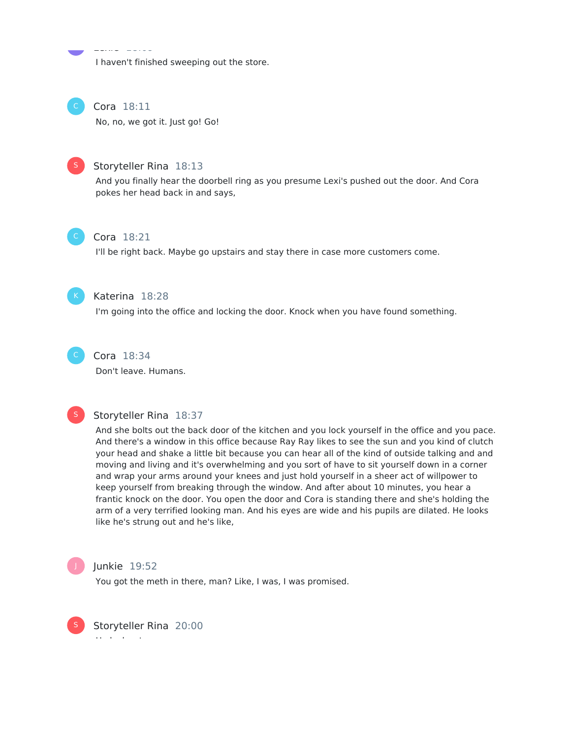I haven't finished sweeping out the store.

Cora 18:11

No, no, we got it. Just go! Go!

Storyteller Rina 18:13

And you finally hear the doorbell ring as you presume Lexi's pushed out the door. And Cora pokes her head back in and says,

Cora 18:21

I'll be right back. Maybe go upstairs and stay there in case more customers come.

Katerina 18:28

I'm going into the office and locking the door. Knock when you have found something.

Cora 18:34

Don't leave. Humans.

Storyteller Rina 18:37

And she bolts out the back door of the kitchen and you lock yourself in the office and you pace. And there's a window in this office because Ray Ray likes to see the sun and you kind of clutch your head and shake a little bit because you can hear all of the kind of outside talking and and moving and living and it's overwhelming and you sort of have to sit yourself down in a corner and wrap your arms around your knees and just hold yourself in a sheer act of willpower to keep yourself from breaking through the window. And after about 10 minutes, you hear a frantic knock on the door. You open the door and Cora is standing there and she's holding the arm of a very terrified looking man. And his eyes are wide and his pupils are dilated. He looks like he's strung out and he's like,

Junkie 19:52

You got the meth in there, man? Like, I was, I was promised.

Storyteller Rina 20:00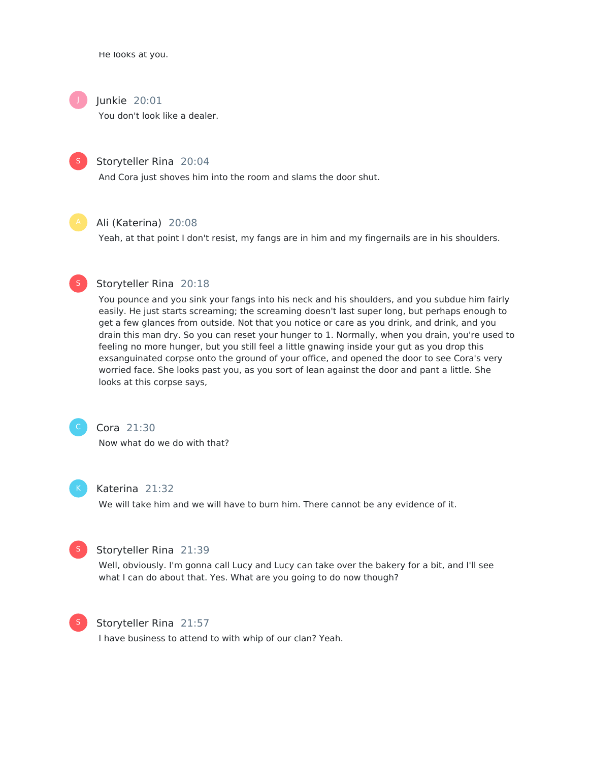He looks at you.

**Junkie** 20:01

You don't look like a dealer.

**Storyteller Rina** 20:04

And Cora just shoves him into the room and slams the door shut.

**Ali (Katerina)** 20:08

Yeah, at that point I don't resist, my fangs are in him and my fingernails are in his shoulders.

**Storyteller Rina** 20:18

You pounce and you sink your fangs into his neck and his shoulders, and you subdue him fairly easily. He just starts screaming; the screaming doesn't last super long, but perhaps enough to get a few glances from outside. Not that you notice or care as you drink, and drink, and you drain this man dry. So you can reset your hunger to 1. Normally, when you drain, you're used to feeling no more hunger, but you still feel a little gnawing inside your gut as you drop this exsanguinated corpse onto the ground of your office, and opened the door to see Cora's very worried face. She looks past you, as you sort of lean against the door and pant a little. She looks at this corpse says,

**Cora** 21:30

Now what do we do with that?

**Katerina** 21:32

We will take him and we will have to burn him. There cannot be any evidence of it.

**Storyteller Rina** 21:39

Well, obviously. I'm gonna call Lucy and Lucy can take over the bakery for a bit, and I'll see what I can do about that. Yes. What are you going to do now though?

**Storyteller Rina** 21:57

I have business to attend to with whip of our clan? Yeah.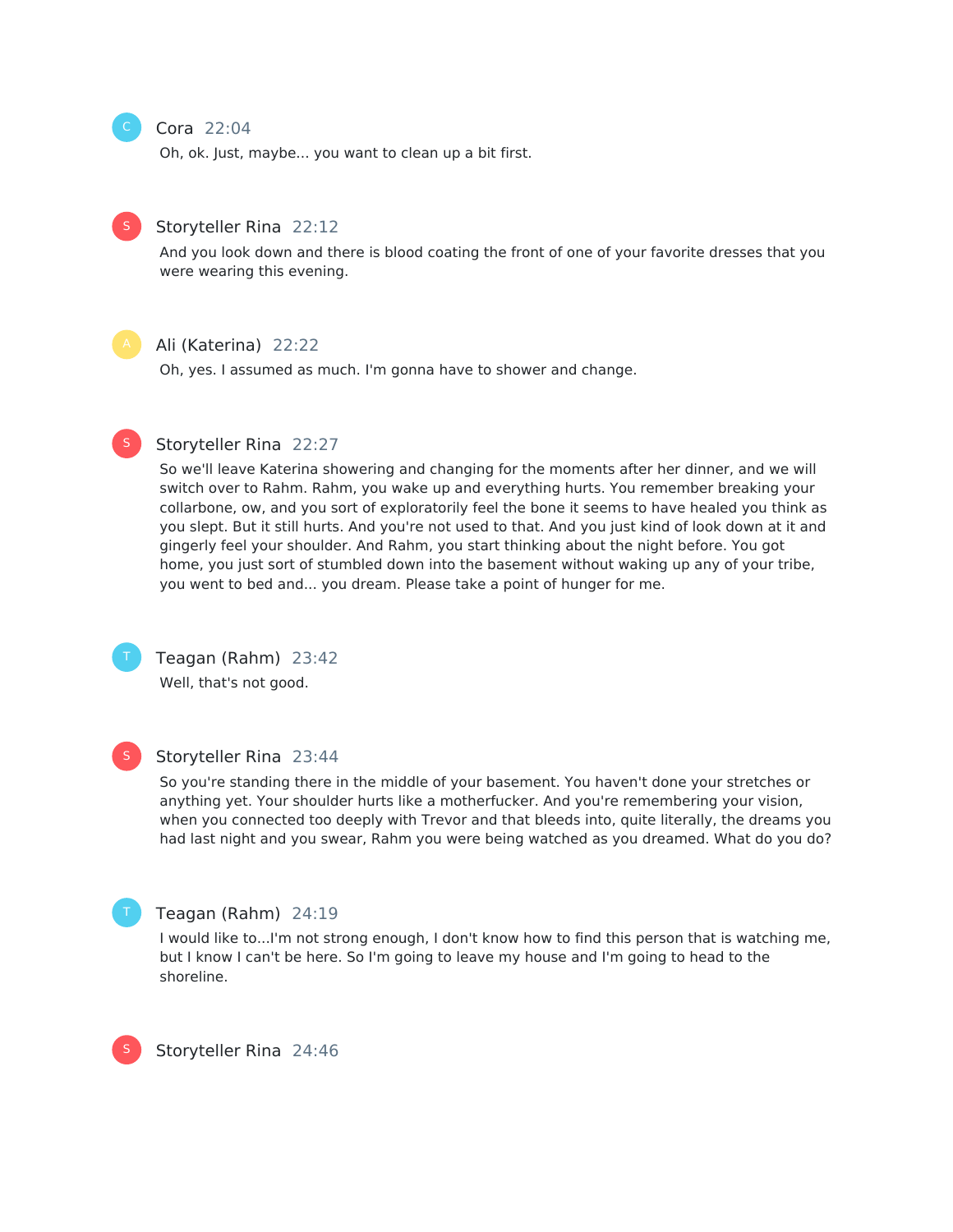**Cora** 22:04

Oh, ok. Just, maybe... you want to clean up a bit first.

**Storyteller Rina** 22:12

And you look down and there is blood coating the front of one of your favorite dresses that you were wearing this evening.

**Ali (Katerina)** 22:22

Oh, yes. I assumed as much. I'm gonna have to shower and change.

**Storyteller Rina** 22:27

So we'll leave Katerina showering and changing for the moments after her dinner, and we will switch over to Rahm. Rahm, you wake up and everything hurts. You remember breaking your collarbone, ow, and you sort of exploratorily feel the bone it seems to have healed you think as you slept. But it still hurts. And you're not used to that. And you just kind of look down at it and gingerly feel your shoulder. And Rahm, you start thinking about the night before. You got home, you just sort of stumbled down into the basement without waking up any of your tribe, you went to bed and... you dream. Please take a point of hunger for me.

**Teagan (Rahm)** 23:42

Well, that's not good.

**Storyteller Rina** 23:44

So you're standing there in the middle of your basement. You haven't done your stretches or anything yet. Your shoulder hurts like a motherfucker. And you're remembering your vision, when you connected too deeply with Trevor and that bleeds into, quite literally, the dreams you had last night and you swear, Rahm you were being watched as you dreamed. What do you do?

**Teagan (Rahm)** 24:19

I would like to...I'm not strong enough, I don't know how to find this person that is watching me, but I know I can't be here. So I'm going to leave my house and I'm going to head to the shoreline.

**Storyteller Rina** 24:46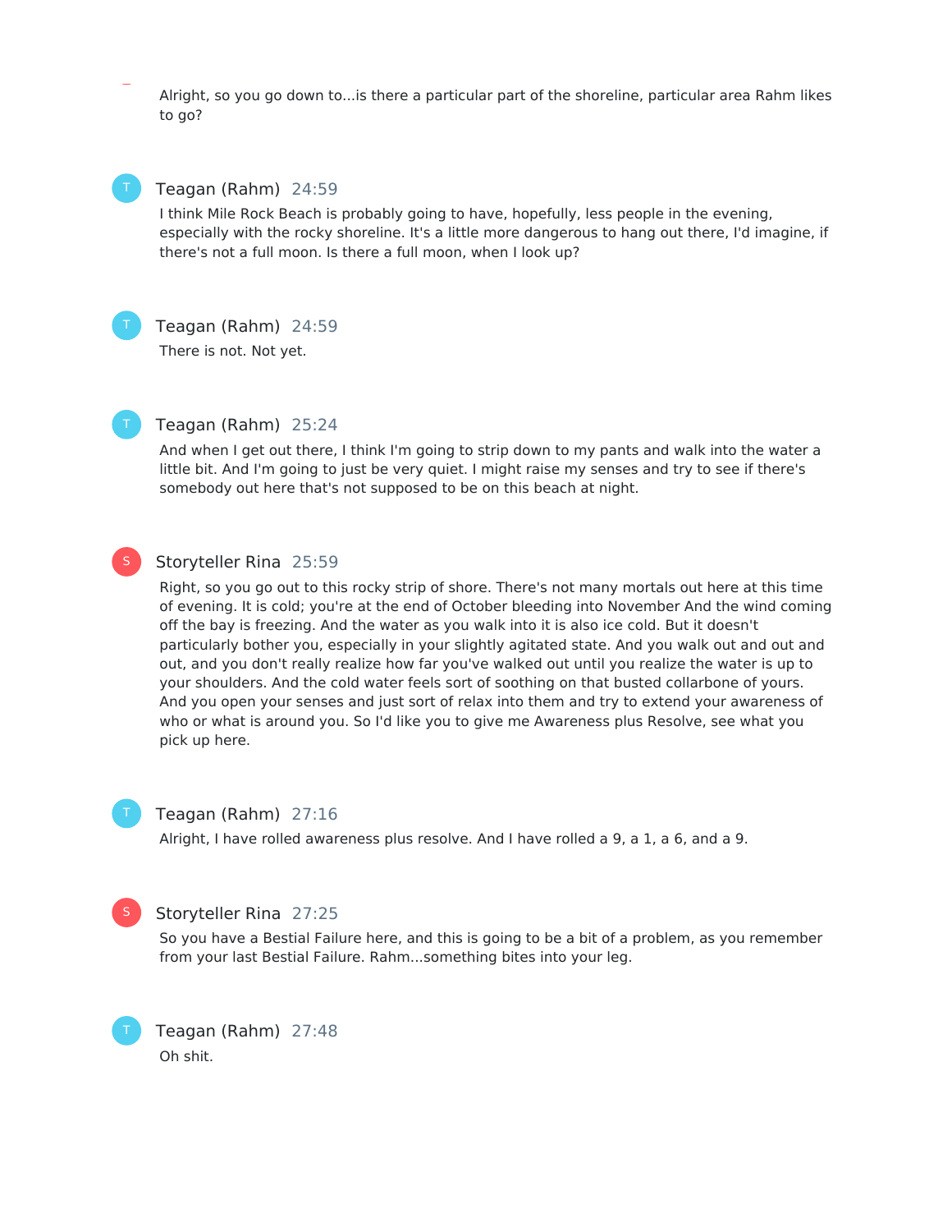Alright, so you go down to...is there a particular part of the shoreline, particular area Rahm likes to go?

**Teagan (Rahm)** 24:59

I think Mile Rock Beach is probably going to have, hopefully, less people in the evening, especially with the rocky shoreline. It's a little more dangerous to hang out there, I'd imagine, if there's not a full moon. Is there a full moon, when I look up?

**Teagan (Rahm)** 24:59

There is not. Not yet.

**Teagan (Rahm)** 25:24

And when I get out there, I think I'm going to strip down to my pants and walk into the water a little bit. And I'm going to just be very quiet. I might raise my senses and try to see if there's somebody out here that's not supposed to be on this beach at night.

**Storyteller Rina** 25:59

Right, so you go out to this rocky strip of shore. There's not many mortals out here at this time of evening. It is cold; you're at the end of October bleeding into November And the wind coming off the bay is freezing. And the water as you walk into it is also ice cold. But it doesn't particularly bother you, especially in your slightly agitated state. And you walk out and out and out, and you don't really realize how far you've walked out until you realize the water is up to your shoulders. And the cold water feels sort of soothing on that busted collarbone of yours. And you open your senses and just sort of relax into them and try to extend your awareness of who or what is around you. So I'd like you to give me Awareness plus Resolve, see what you pick up here.

**Teagan (Rahm)** 27:16

Alright, I have rolled awareness plus resolve. And I have rolled a 9, a 1, a 6, and a 9.

**Storyteller Rina** 27:25

So you have a Bestial Failure here, and this is going to be a bit of a problem, as you remember from your last Bestial Failure. Rahm...something bites into your leg.

**Teagan (Rahm)** 27:48

Oh shit.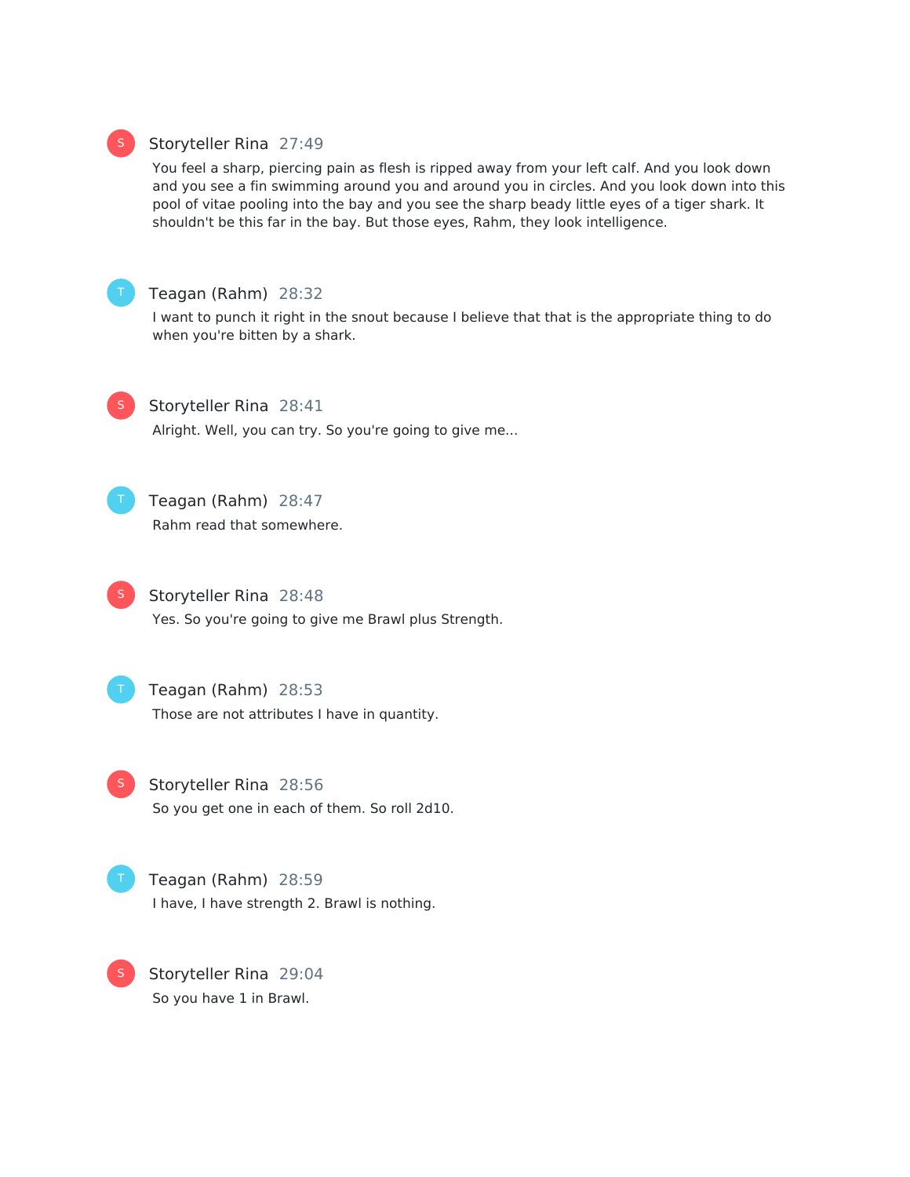**Storyteller Rina** 27:49

You feel a sharp, piercing pain as flesh is ripped away from your left calf. And you look down and you see a fin swimming around you and around you in circles. And you look down into this pool of vitae pooling into the bay and you see the sharp beady little eyes of a tiger shark. It shouldn't be this far in the bay. But those eyes, Rahm, they look intelligence.

**Teagan (Rahm)** 28:32

I want to punch it right in the snout because I believe that that is the appropriate thing to do when you're bitten by a shark.

**Storyteller Rina** 28:41

Alright. Well, you can try. So you're going to give me...

**Teagan (Rahm)** 28:47

Rahm read that somewhere.

**Storyteller Rina** 28:48

Yes. So you're going to give me Brawl plus Strength.

**Teagan (Rahm)** 28:53

Those are not attributes I have in quantity.

**Storyteller Rina** 28:56

So you get one in each of them. So roll 2d10.

**Teagan (Rahm)** 28:59

I have, I have strength 2. Brawl is nothing.

**Storyteller Rina** 29:04

So you have 1 in Brawl.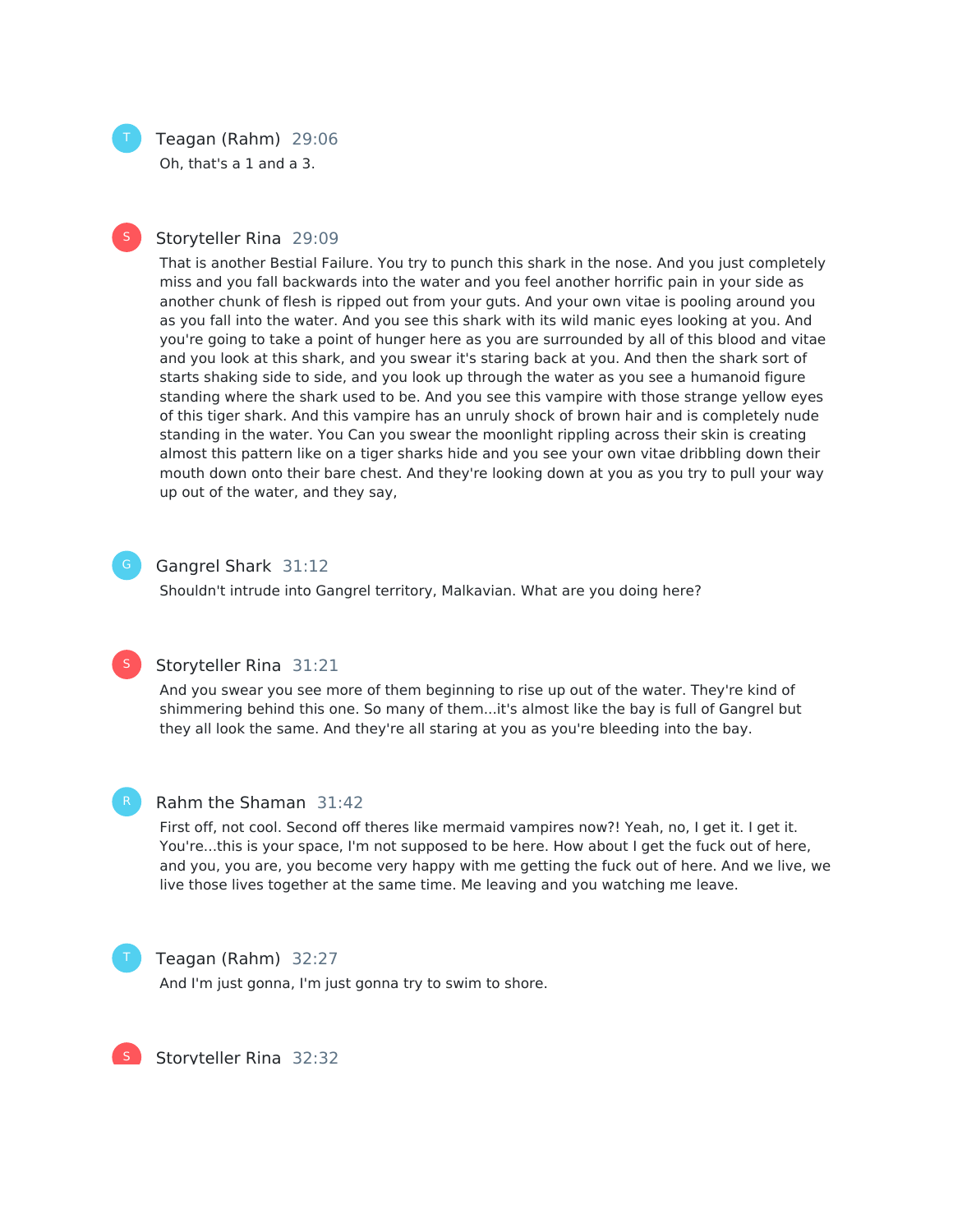**Teagan (Rahm)** 29:06

Oh, that's a 1 and a 3.

**Storyteller Rina** 29:09

That is another Bestial Failure. You try to punch this shark in the nose. And you just completely miss and you fall backwards into the water and you feel another horrific pain in your side as another chunk of flesh is ripped out from your guts. And your own vitae is pooling around you as you fall into the water. And you see this shark with its wild manic eyes looking at you. And you're going to take a point of hunger here as you are surrounded by all of this blood and vitae and you look at this shark, and you swear it's staring back at you. And then the shark sort of starts shaking side to side, and you look up through the water as you see a humanoid figure standing where the shark used to be. And you see this vampire with those strange yellow eyes of this tiger shark. And this vampire has an unruly shock of brown hair and is completely nude standing in the water. You Can you swear the moonlight rippling across their skin is creating almost this pattern like on a tiger sharks hide and you see your own vitae dribbling down their mouth down onto their bare chest. And they're looking down at you as you try to pull your way up out of the water, and they say,

**Gangrel Shark** 31:12

Shouldn't intrude into Gangrel territory, Malkavian. What are you doing here?

**Storyteller Rina** 31:21

And you swear you see more of them beginning to rise up out of the water. They're kind of shimmering behind this one. So many of them...it's almost like the bay is full of Gangrel but they all look the same. And they're all staring at you as you're bleeding into the bay.

**Rahm the Shaman** 31:42

First off, not cool. Second off theres like mermaid vampires now?! Yeah, no, I get it. I get it. You're...this is your space, I'm not supposed to be here. How about I get the fuck out of here, and you, you are, you become very happy with me getting the fuck out of here. And we live, we live those lives together at the same time. Me leaving and you watching me leave.

**Teagan (Rahm)** 32:27

And I'm just gonna, I'm just gonna try to swim to shore.

**Storyteller Rina** 32:32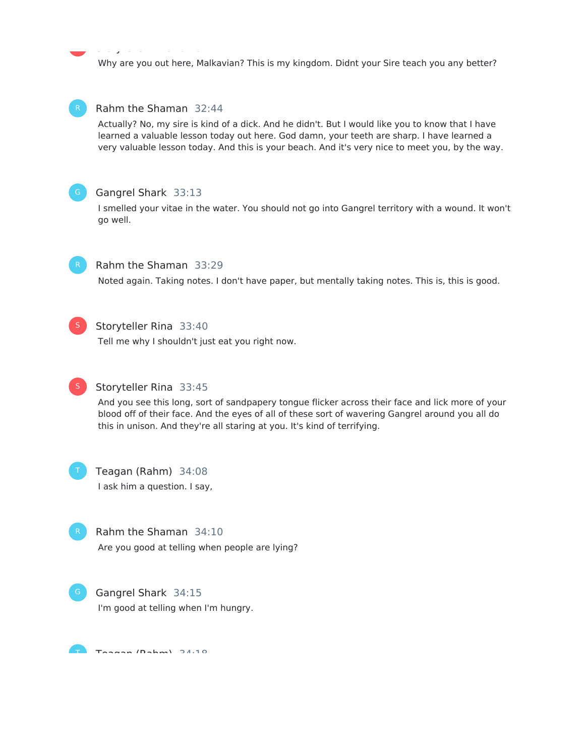Why are you out here, Malkavian? This is my kingdom. Didnt your Sire teach you any better?

**Rahm the Shaman** 32:44

Actually? No, my sire is kind of a dick. And he didn't. But I would like you to know that I have learned a valuable lesson today out here. God damn, your teeth are sharp. I have learned a very valuable lesson today. And this is your beach. And it's very nice to meet you, by the way.

**Gangrel Shark** 33:13

I smelled your vitae in the water. You should not go into Gangrel territory with a wound. It won't go well.

**Rahm the Shaman** 33:29

Noted again. Taking notes. I don't have paper, but mentally taking notes. This is, this is good.

**Storyteller Rina** 33:40

Tell me why I shouldn't just eat you right now.

**Storyteller Rina** 33:45

And you see this long, sort of sandpapery tongue flicker across their face and lick more of your blood off of their face. And the eyes of all of these sort of wavering Gangrel around you all do this in unison. And they're all staring at you. It's kind of terrifying.

**Teagan (Rahm)** 34:08

I ask him a question. I say,

**Rahm the Shaman** 34:10

Are you good at telling when people are lying?

**Gangrel Shark** 34:15

I'm good at telling when I'm hungry.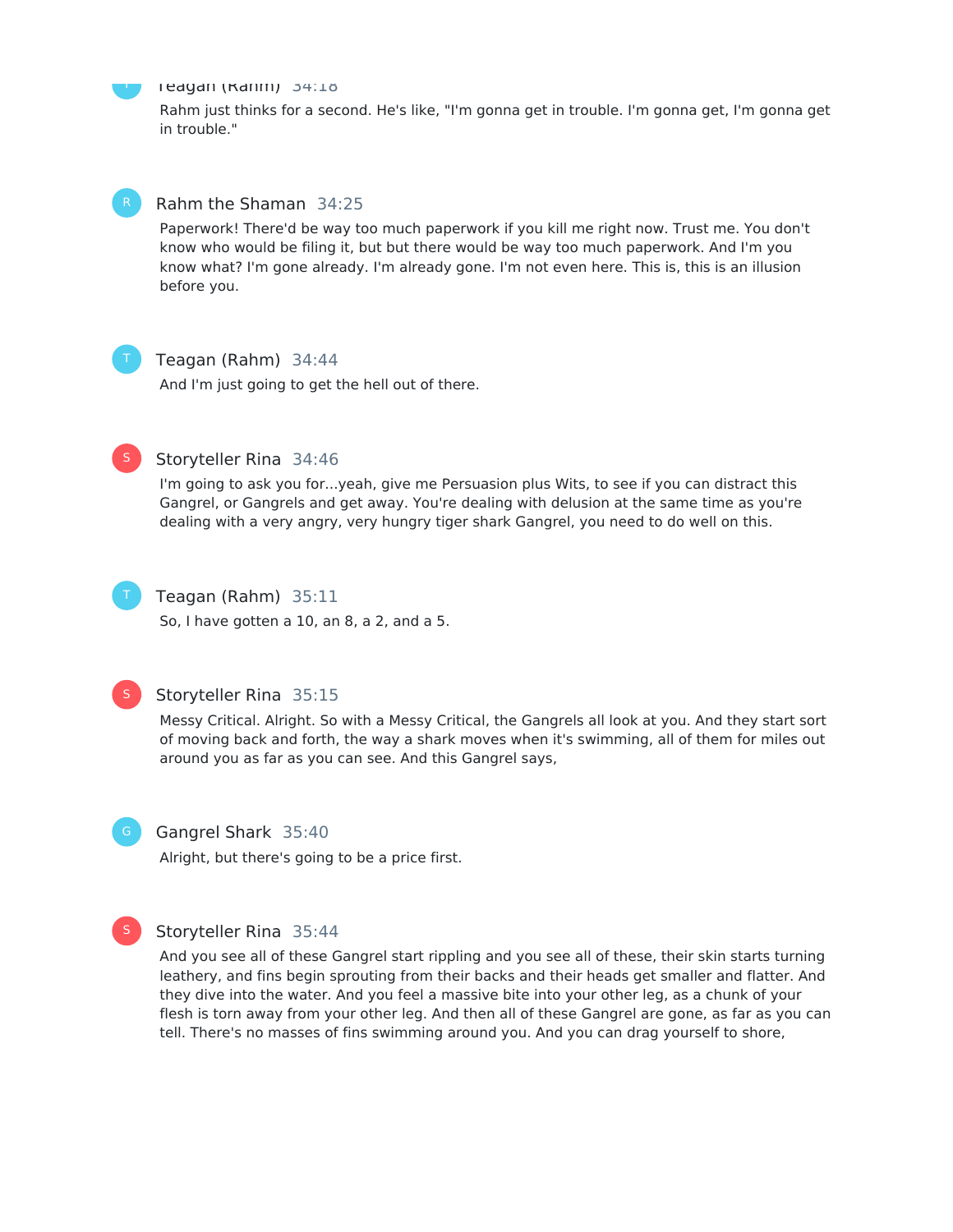**Teagan (Rahm)** 34:18

Rahm just thinks for a second. He's like, "I'm gonna get in trouble. I'm gonna get, I'm gonna get in trouble."

**Rahm the Shaman** 34:25

Paperwork! There'd be way too much paperwork if you kill me right now. Trust me. You don't know who would be filing it, but but there would be way too much paperwork. And I'm you know what? I'm gone already. I'm already gone. I'm not even here. This is, this is an illusion before you.

**Teagan (Rahm)** 34:44

And I'm just going to get the hell out of there.

**Storyteller Rina** 34:46

I'm going to ask you for...yeah, give me Persuasion plus Wits, to see if you can distract this Gangrel, or Gangrels and get away. You're dealing with delusion at the same time as you're dealing with a very angry, very hungry tiger shark Gangrel, you need to do well on this.

**Teagan (Rahm)** 35:11

So, I have gotten a 10, an 8, a 2, and a 5.

**Storyteller Rina** 35:15

Messy Critical. Alright. So with a Messy Critical, the Gangrels all look at you. And they start sort of moving back and forth, the way a shark moves when it's swimming, all of them for miles out around you as far as you can see. And this Gangrel says,

**Gangrel Shark** 35:40

Alright, but there's going to be a price first.

**Storyteller Rina** 35:44

And you see all of these Gangrel start rippling and you see all of these, their skin starts turning leathery, and fins begin sprouting from their backs and their heads get smaller and flatter. And they dive into the water. And you feel a massive bite into your other leg, as a chunk of your flesh is torn away from your other leg. And then all of these Gangrel are gone, as far as you can tell. There's no masses of fins swimming around you. And you can drag yourself to shore,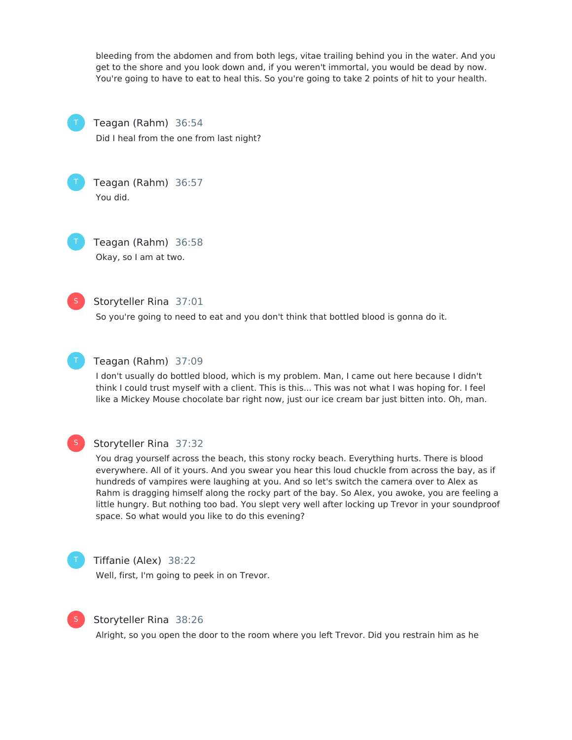bleeding from the abdomen and from both legs, vitae trailing behind you in the water. And you get to the shore and you look down and, if you weren't immortal, you would be dead by now. You're going to have to eat to heal this. So you're going to take 2 points of hit to your health.

**Teagan (Rahm)** 36:54

Did I heal from the one from last night?

**Teagan (Rahm)** 36:57

You did.

**Teagan (Rahm)** 36:58

Okay, so I am at two.

**Storyteller Rina** 37:01

So you're going to need to eat and you don't think that bottled blood is gonna do it.

**Teagan (Rahm)** 37:09

I don't usually do bottled blood, which is my problem. Man, I came out here because I didn't think I could trust myself with a client. This is this... This was not what I was hoping for. I feel like a Mickey Mouse chocolate bar right now, just our ice cream bar just bitten into. Oh, man.

**Storyteller Rina** 37:32

You drag yourself across the beach, this stony rocky beach. Everything hurts. There is blood everywhere. All of it yours. And you swear you hear this loud chuckle from across the bay, as if hundreds of vampires were laughing at you. And so let's switch the camera over to Alex as Rahm is dragging himself along the rocky part of the bay. So Alex, you awoke, you are feeling a little hungry. But nothing too bad. You slept very well after locking up Trevor in your soundproof space. So what would you like to do this evening?

**Tiffanie (Alex)** 38:22

Well, first, I'm going to peek in on Trevor.

**Storyteller Rina** 38:26

Alright, so you open the door to the room where you left Trevor. Did you restrain him as he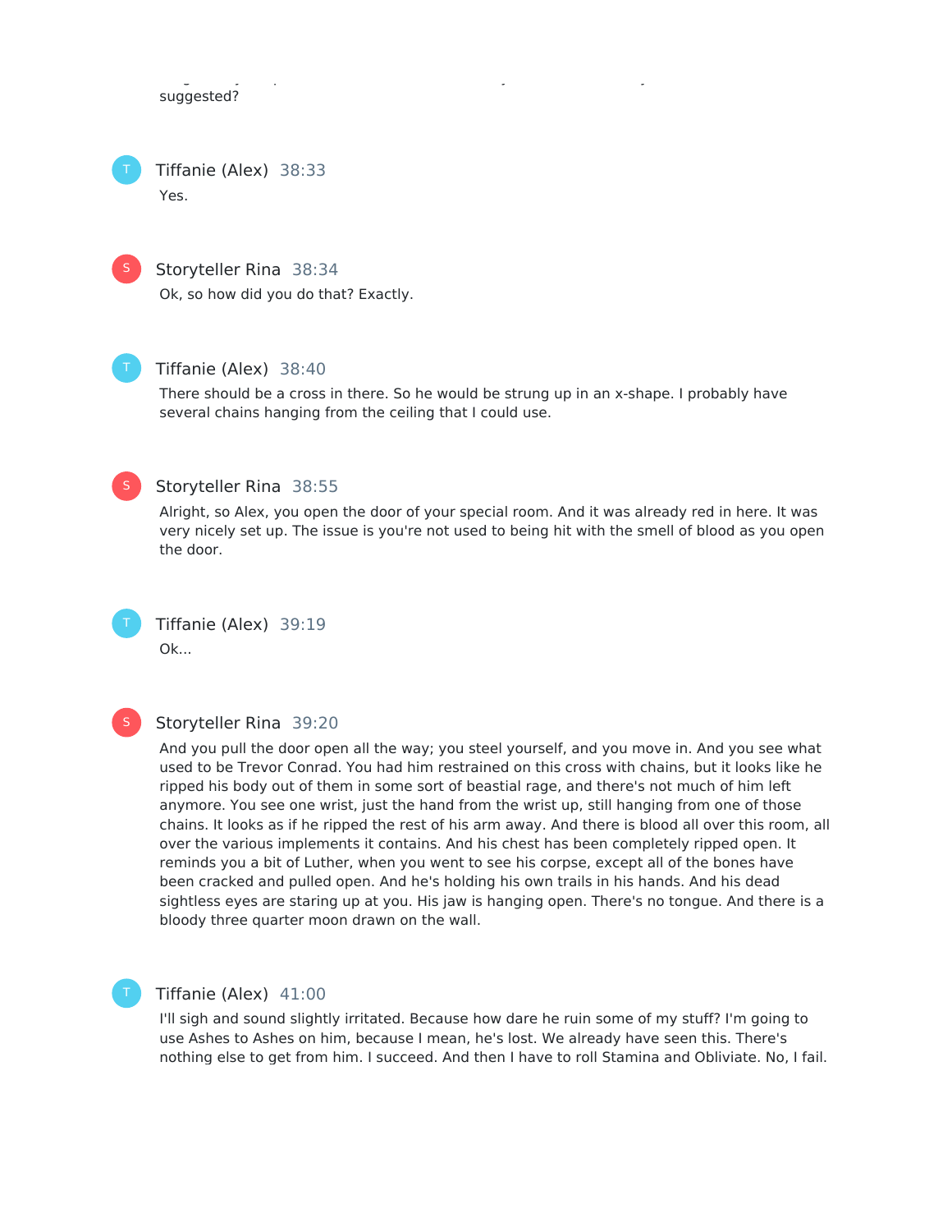suggested?

**Tiffanie (Alex)** 38:33

Yes.

**Storyteller Rina** 38:34

Ok, so how did you do that? Exactly.

**Tiffanie (Alex)** 38:40

There should be a cross in there. So he would be strung up in an x-shape. I probably have several chains hanging from the ceiling that I could use.

**Storyteller Rina** 38:55

Alright, so Alex, you open the door of your special room. And it was already red in here. It was very nicely set up. The issue is you're not used to being hit with the smell of blood as you open the door.

**Tiffanie (Alex)** 39:19

Ok...

**Storyteller Rina** 39:20

And you pull the door open all the way; you steel yourself, and you move in. And you see what used to be Trevor Conrad. You had him restrained on this cross with chains, but it looks like he ripped his body out of them in some sort of beastial rage, and there's not much of him left anymore. You see one wrist, just the hand from the wrist up, still hanging from one of those chains. It looks as if he ripped the rest of his arm away. And there is blood all over this room, all over the various implements it contains. And his chest has been completely ripped open. It reminds you a bit of Luther, when you went to see his corpse, except all of the bones have been cracked and pulled open. And he's holding his own trails in his hands. And his dead sightless eyes are staring up at you. His jaw is hanging open. There's no tongue. And there is a bloody three quarter moon drawn on the wall.

**Tiffanie (Alex)** 41:00

I'll sigh and sound slightly irritated. Because how dare he ruin some of my stuff? I'm going to use Ashes to Ashes on him, because I mean, he's lost. We already have seen this. There's nothing else to get from him. I succeed. And then I have to roll Stamina and Obliviate. No, I fail.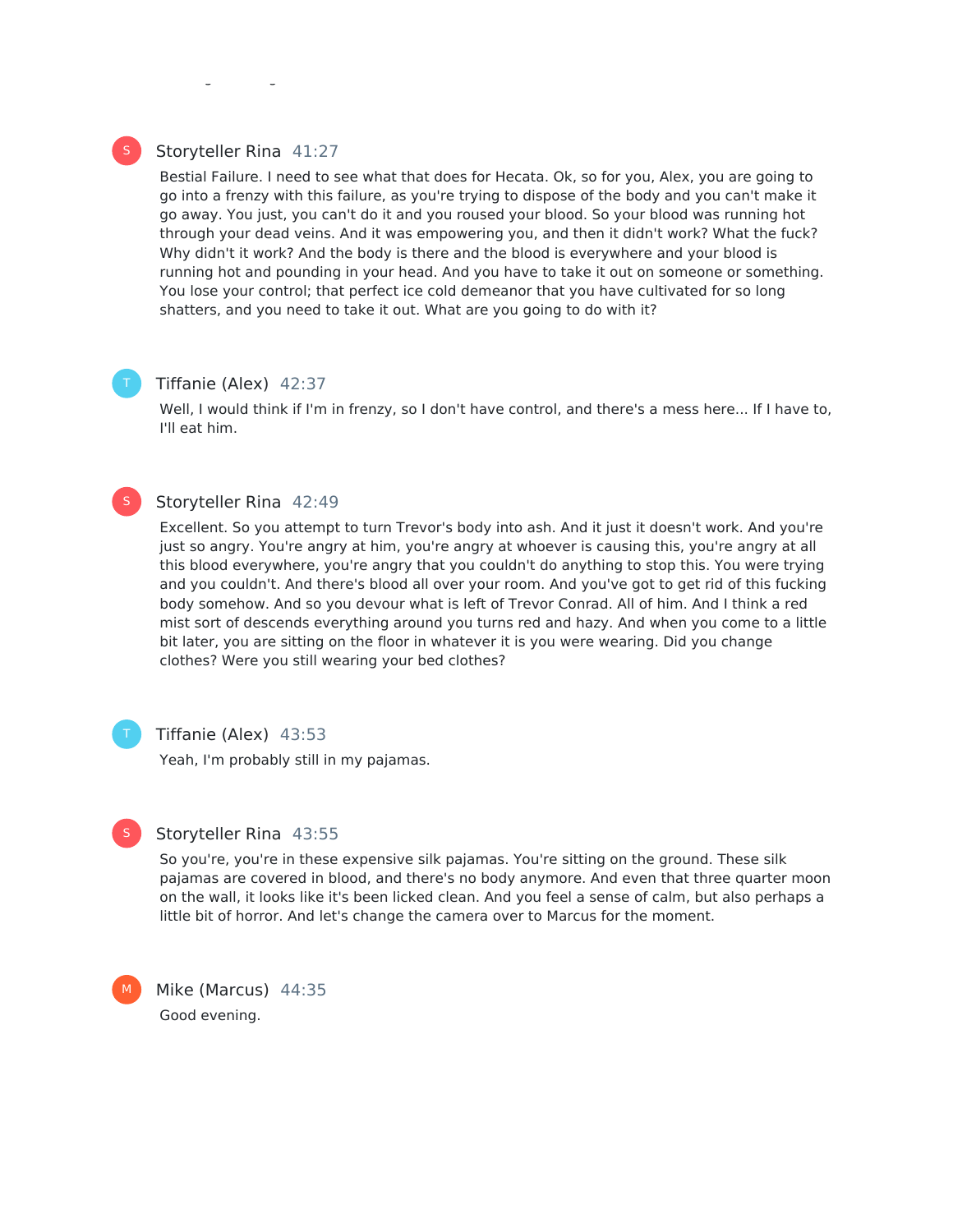**Storyteller Rina** 41:27

Bestial Failure. I need to see what that does for Hecata. Ok, so for you, Alex, you are going to go into a frenzy with this failure, as you're trying to dispose of the body and you can't make it go away. You just, you can't do it and you roused your blood. So your blood was running hot through your dead veins. And it was empowering you, and then it didn't work? What the fuck? Why didn't it work? And the body is there and the blood is everywhere and your blood is running hot and pounding in your head. And you have to take it out on someone or something. You lose your control; that perfect ice cold demeanor that you have cultivated for so long shatters, and you need to take it out. What are you going to do with it?

**Tiffanie (Alex)** 42:37

Well, I would think if I'm in frenzy, so I don't have control, and there's a mess here... If I have to, I'll eat him.

**Storyteller Rina** 42:49

Excellent. So you attempt to turn Trevor's body into ash. And it just it doesn't work. And you're just so angry. You're angry at him, you're angry at whoever is causing this, you're angry at all this blood everywhere, you're angry that you couldn't do anything to stop this. You were trying and you couldn't. And there's blood all over your room. And you've got to get rid of this fucking body somehow. And so you devour what is left of Trevor Conrad. All of him. And I think a red mist sort of descends everything around you turns red and hazy. And when you come to a little bit later, you are sitting on the floor in whatever it is you were wearing. Did you change clothes? Were you still wearing your bed clothes?

**Tiffanie (Alex)** 43:53

Yeah, I'm probably still in my pajamas.

**Storyteller Rina** 43:55

So you're, you're in these expensive silk pajamas. You're sitting on the ground. These silk pajamas are covered in blood, and there's no body anymore. And even that three quarter moon on the wall, it looks like it's been licked clean. And you feel a sense of calm, but also perhaps a little bit of horror. And let's change the camera over to Marcus for the moment.

**Mike (Marcus)** 44:35

Good evening.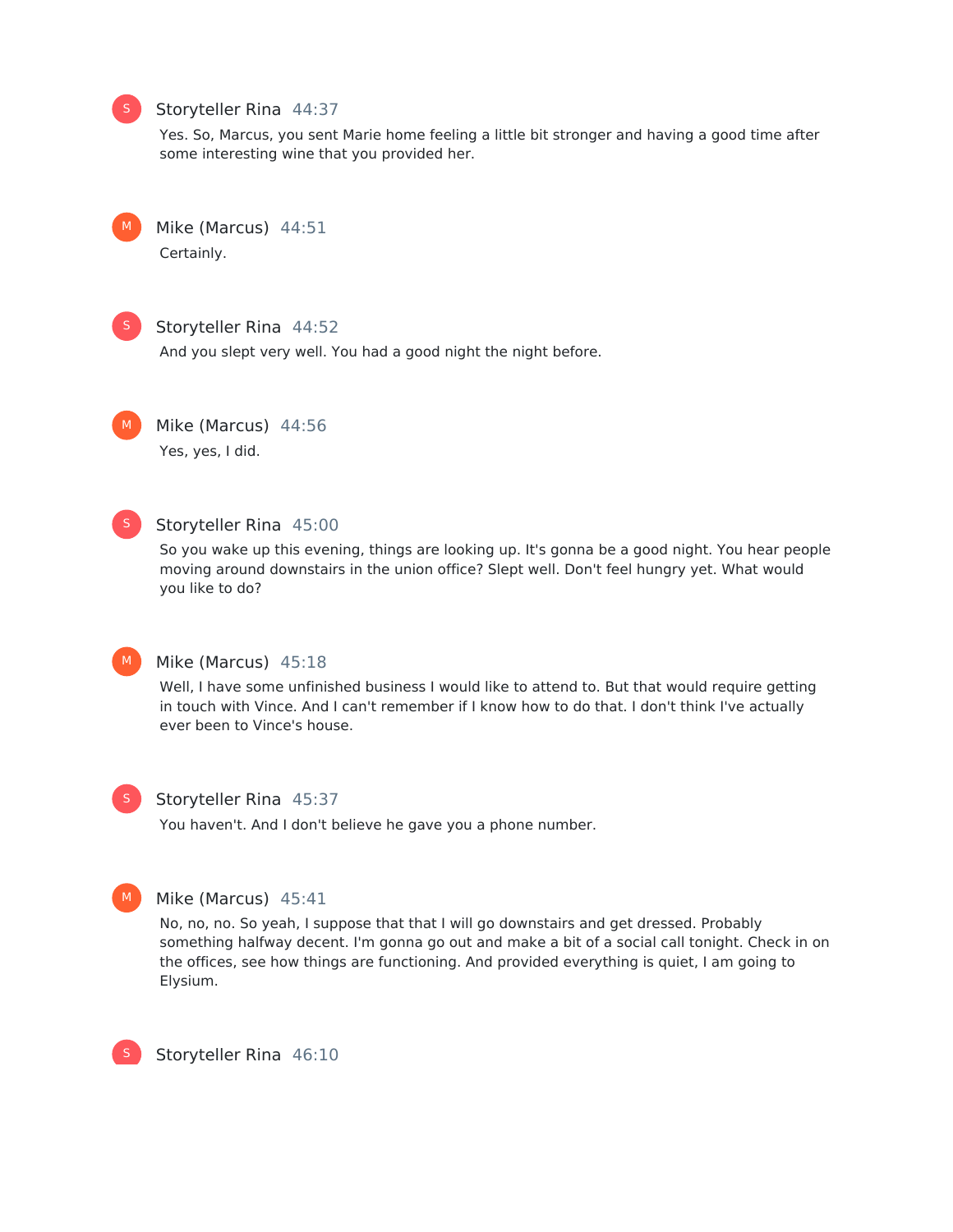**Storyteller Rina** 44:37

Yes. So, Marcus, you sent Marie home feeling a little bit stronger and having a good time after some interesting wine that you provided her.

**Mike (Marcus)** 44:51

Certainly.

**Storyteller Rina** 44:52

And you slept very well. You had a good night the night before.

**Mike (Marcus)** 44:56

Yes, yes, I did.

**Storyteller Rina** 45:00

So you wake up this evening, things are looking up. It's gonna be a good night. You hear people moving around downstairs in the union office? Slept well. Don't feel hungry yet. What would you like to do?

**Mike (Marcus)** 45:18

Well, I have some unfinished business I would like to attend to. But that would require getting in touch with Vince. And I can't remember if I know how to do that. I don't think I've actually ever been to Vince's house.

**Storyteller Rina** 45:37

You haven't. And I don't believe he gave you a phone number.

**Mike (Marcus)** 45:41

No, no, no. So yeah, I suppose that that I will go downstairs and get dressed. Probably something halfway decent. I'm gonna go out and make a bit of a social call tonight. Check in on the offices, see how things are functioning. And provided everything is quiet, I am going to Elysium.

**Storyteller Rina** 46:10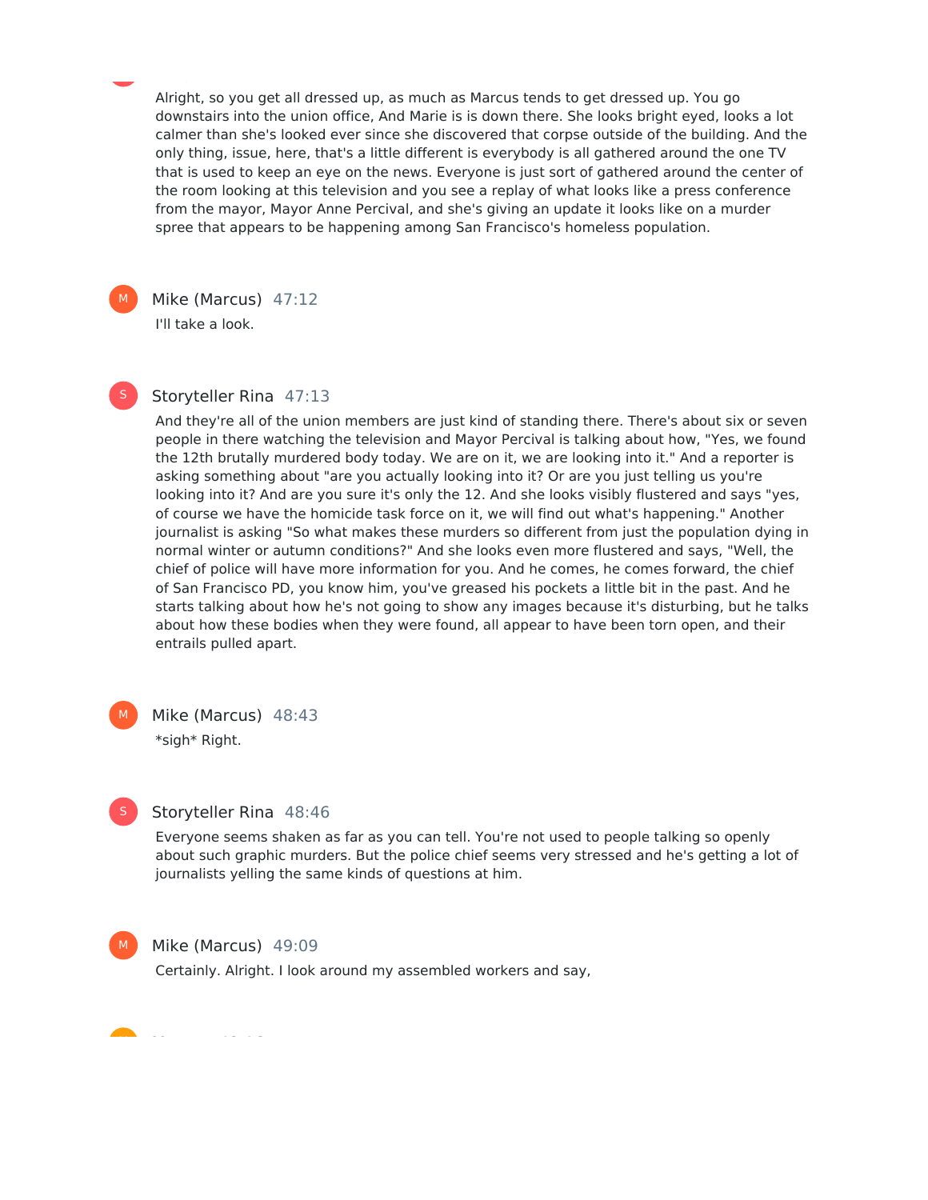Alright, so you get all dressed up, as much as Marcus tends to get dressed up. You go downstairs into the union office, And Marie is is down there. She looks bright eyed, looks a lot calmer than she's looked ever since she discovered that corpse outside of the building. And the only thing, issue, here, that's a little different is everybody is all gathered around the one TV that is used to keep an eye on the news. Everyone is just sort of gathered around the center of the room looking at this television and you see a replay of what looks like a press conference from the mayor, Mayor Anne Percival, and she's giving an update it looks like on a murder spree that appears to be happening among San Francisco's homeless population.

**Mike (Marcus)** 47:12

I'll take a look.

**Storyteller Rina** 47:13

And they're all of the union members are just kind of standing there. There's about six or seven people in there watching the television and Mayor Percival is talking about how, "Yes, we found the 12th brutally murdered body today. We are on it, we are looking into it." And a reporter is asking something about "are you actually looking into it? Or are you just telling us you're looking into it? And are you sure it's only the 12. And she looks visibly flustered and says "yes, of course we have the homicide task force on it, we will find out what's happening." Another journalist is asking "So what makes these murders so different from just the population dying in normal winter or autumn conditions?" And she looks even more flustered and says, "Well, the chief of police will have more information for you. And he comes, he comes forward, the chief of San Francisco PD, you know him, you've greased his pockets a little bit in the past. And he starts talking about how he's not going to show any images because it's disturbing, but he talks about how these bodies when they were found, all appear to have been torn open, and their entrails pulled apart.

**Mike (Marcus)** 48:43

*sigh* Right.

**Storyteller Rina** 48:46

Everyone seems shaken as far as you can tell. You're not used to people talking so openly about such graphic murders. But the police chief seems very stressed and he's getting a lot of journalists yelling the same kinds of questions at him.

**Mike (Marcus)** 49:09

Certainly. Alright. I look around my assembled workers and say,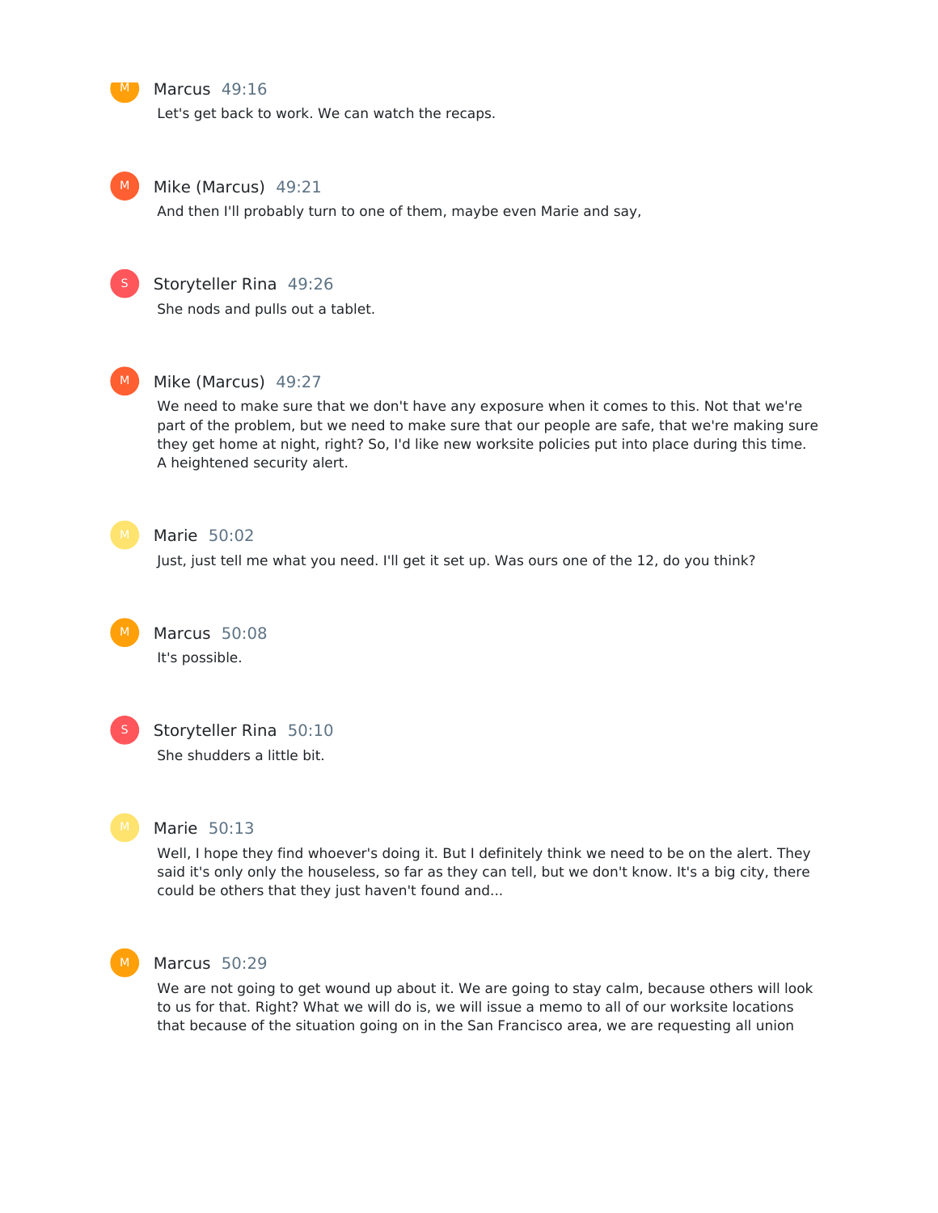**Marcus** 49:16

Let's get back to work. We can watch the recaps.

**Mike (Marcus)** 49:21

And then I'll probably turn to one of them, maybe even Marie and say,

**Storyteller Rina** 49:26

She nods and pulls out a tablet.

**Mike (Marcus)** 49:27

We need to make sure that we don't have any exposure when it comes to this. Not that we're part of the problem, but we need to make sure that our people are safe, that we're making sure they get home at night, right? So, I'd like new worksite policies put into place during this time. A heightened security alert.

**Marie** 50:02

Just, just tell me what you need. I'll get it set up. Was ours one of the 12, do you think?

**Marcus** 50:08

It's possible.

**Storyteller Rina** 50:10

She shudders a little bit.

**Marie** 50:13

Well, I hope they find whoever's doing it. But I definitely think we need to be on the alert. They said it's only only the houseless, so far as they can tell, but we don't know. It's a big city, there could be others that they just haven't found and...

**Marcus** 50:29

We are not going to get wound up about it. We are going to stay calm, because others will look to us for that. Right? What we will do is, we will issue a memo to all of our worksite locations that because of the situation going on in the San Francisco area, we are requesting all union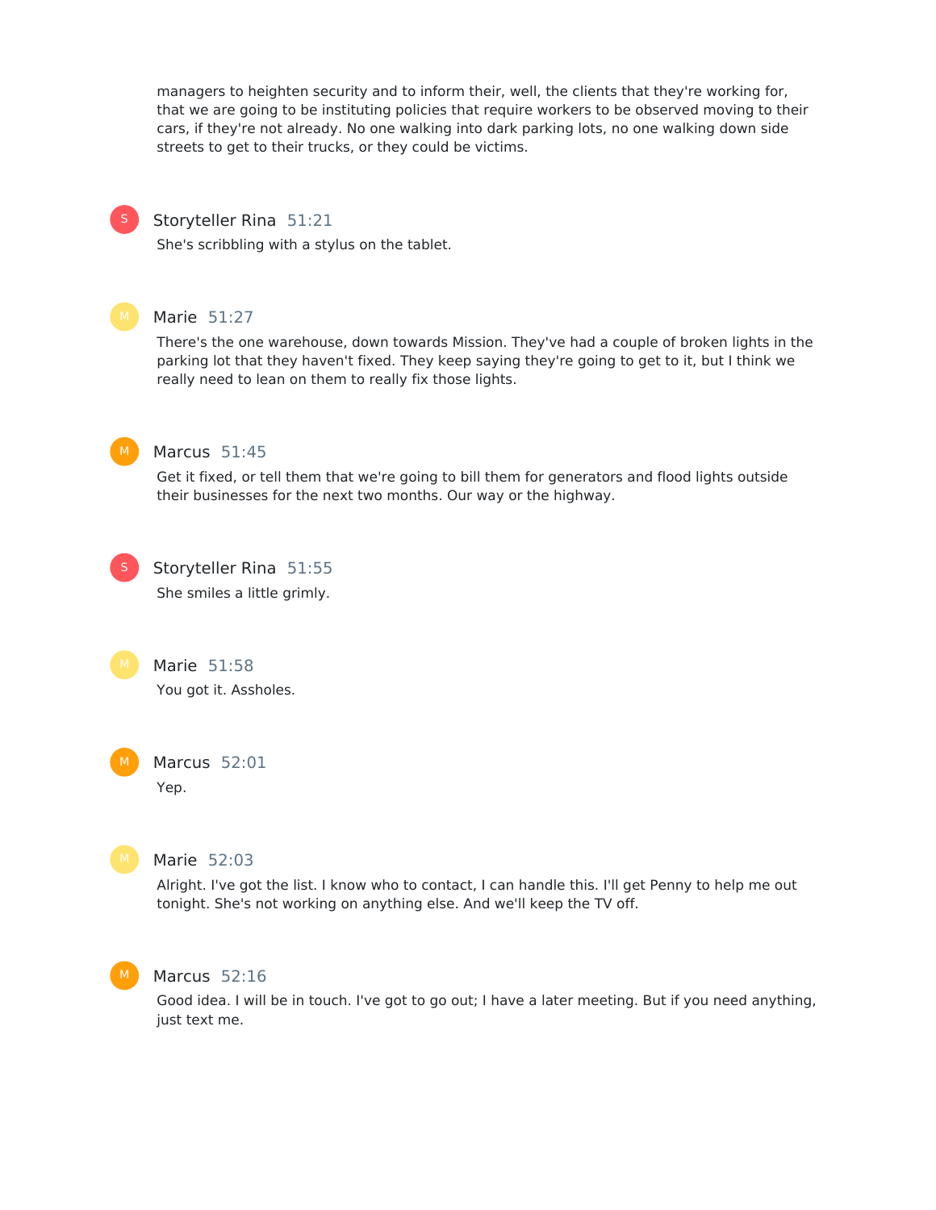managers to heighten security and to inform their, well, the clients that they're working for, that we are going to be instituting policies that require workers to be observed moving to their cars, if they're not already. No one walking into dark parking lots, no one walking down side streets to get to their trucks, or they could be victims.

**Storyteller Rina** 51:21

She's scribbling with a stylus on the tablet.

**Marie** 51:27

There's the one warehouse, down towards Mission. They've had a couple of broken lights in the parking lot that they haven't fixed. They keep saying they're going to get to it, but I think we really need to lean on them to really fix those lights.

**Marcus** 51:45

Get it fixed, or tell them that we're going to bill them for generators and flood lights outside their businesses for the next two months. Our way or the highway.

**Storyteller Rina** 51:55

She smiles a little grimly.

**Marie** 51:58

You got it. Assholes.

**Marcus** 52:01

Yep.

**Marie** 52:03

Alright. I've got the list. I know who to contact, I can handle this. I'll get Penny to help me out tonight. She's not working on anything else. And we'll keep the TV off.

**Marcus** 52:16

Good idea. I will be in touch. I've got to go out; I have a later meeting. But if you need anything, just text me.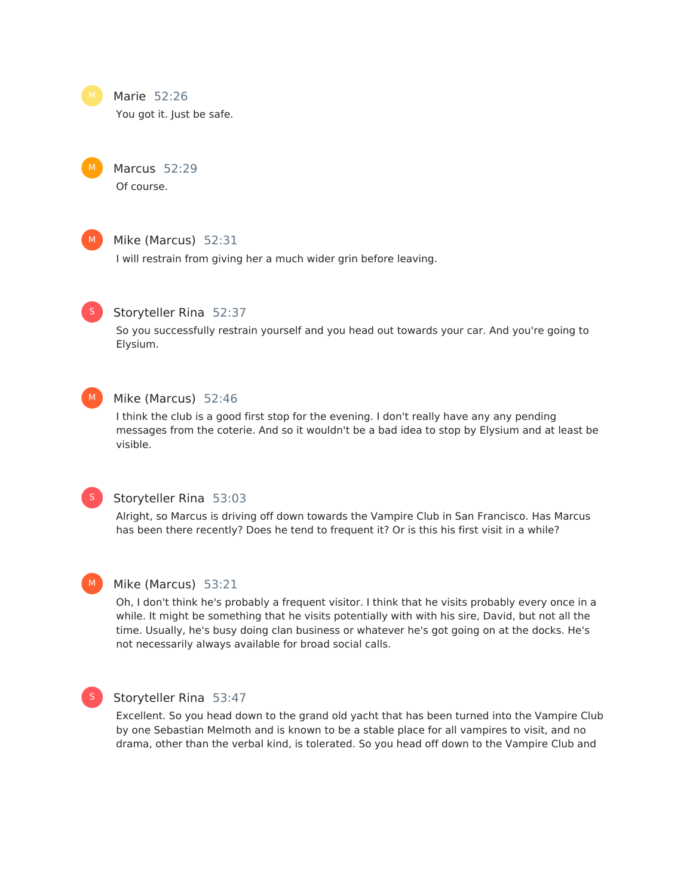**Marie** 52:26

You got it. Just be safe.

**Marcus** 52:29

Of course.

**Mike (Marcus)** 52:31

I will restrain from giving her a much wider grin before leaving.

**Storyteller Rina** 52:37

So you successfully restrain yourself and you head out towards your car. And you're going to Elysium.

**Mike (Marcus)** 52:46

I think the club is a good first stop for the evening. I don't really have any any pending messages from the coterie. And so it wouldn't be a bad idea to stop by Elysium and at least be visible.

**Storyteller Rina** 53:03

Alright, so Marcus is driving off down towards the Vampire Club in San Francisco. Has Marcus has been there recently? Does he tend to frequent it? Or is this his first visit in a while?

**Mike (Marcus)** 53:21

Oh, I don't think he's probably a frequent visitor. I think that he visits probably every once in a while. It might be something that he visits potentially with with his sire, David, but not all the time. Usually, he's busy doing clan business or whatever he's got going on at the docks. He's not necessarily always available for broad social calls.

**Storyteller Rina** 53:47

Excellent. So you head down to the grand old yacht that has been turned into the Vampire Club by one Sebastian Melmoth and is known to be a stable place for all vampires to visit, and no drama, other than the verbal kind, is tolerated. So you head off down to the Vampire Club and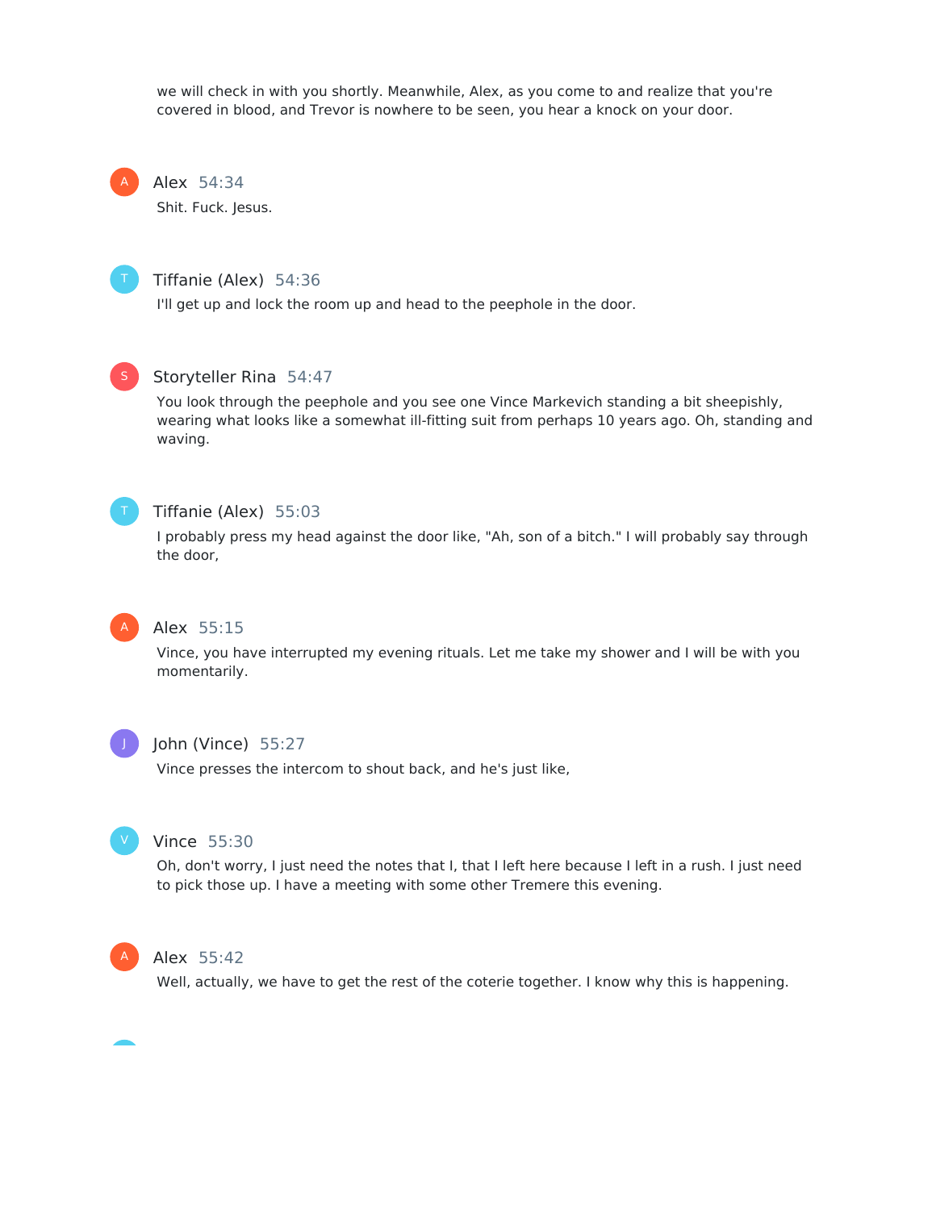we will check in with you shortly. Meanwhile, Alex, as you come to and realize that you're covered in blood, and Trevor is nowhere to be seen, you hear a knock on your door.

**Alex** 54:34

Shit. Fuck. Jesus.

**Tiffanie (Alex)** 54:36

I'll get up and lock the room up and head to the peephole in the door.

**Storyteller Rina** 54:47

You look through the peephole and you see one Vince Markevich standing a bit sheepishly, wearing what looks like a somewhat ill-fitting suit from perhaps 10 years ago. Oh, standing and waving.

**Tiffanie (Alex)** 55:03

I probably press my head against the door like, "Ah, son of a bitch." I will probably say through the door,

**Alex** 55:15

Vince, you have interrupted my evening rituals. Let me take my shower and I will be with you momentarily.

**John (Vince)** 55:27

Vince presses the intercom to shout back, and he's just like,

**Vince** 55:30

Oh, don't worry, I just need the notes that I, that I left here because I left in a rush. I just need to pick those up. I have a meeting with some other Tremere this evening.

**Alex** 55:42

Well, actually, we have to get the rest of the coterie together. I know why this is happening.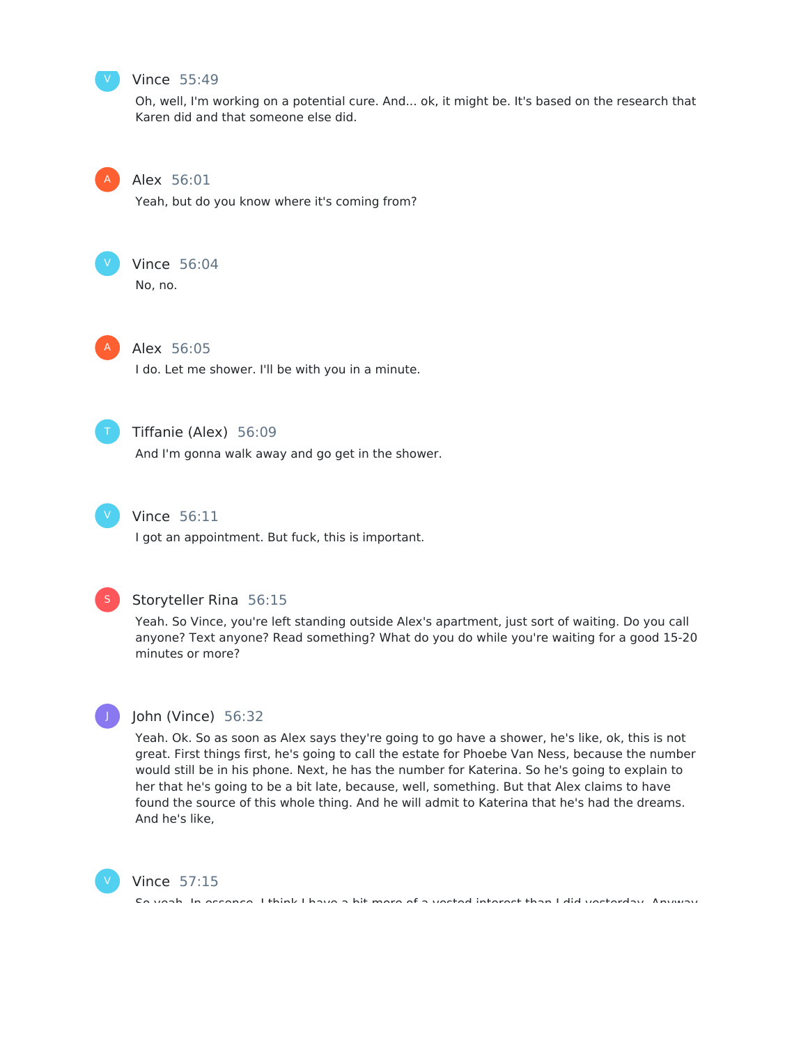**Vince** 55:49

Oh, well, I'm working on a potential cure. And... ok, it might be. It's based on the research that Karen did and that someone else did.

**Alex** 56:01

Yeah, but do you know where it's coming from?

**Vince** 56:04

No, no.

**Alex** 56:05

I do. Let me shower. I'll be with you in a minute.

**Tiffanie (Alex)** 56:09

And I'm gonna walk away and go get in the shower.

**Vince** 56:11

I got an appointment. But fuck, this is important.

**Storyteller Rina** 56:15

Yeah. So Vince, you're left standing outside Alex's apartment, just sort of waiting. Do you call anyone? Text anyone? Read something? What do you do while you're waiting for a good 15-20 minutes or more?

**John (Vince)** 56:32

Yeah. Ok. So as soon as Alex says they're going to go have a shower, he's like, ok, this is not great. First things first, he's going to call the estate for Phoebe Van Ness, because the number would still be in his phone. Next, he has the number for Katerina. So he's going to explain to her that he's going to be a bit late, because, well, something. But that Alex claims to have found the source of this whole thing. And he will admit to Katerina that he's had the dreams. And he's like,

**Vince** 57:15

So yeah. In essence, I think I have a bit more of a vested interest than I did yesterday. Anyway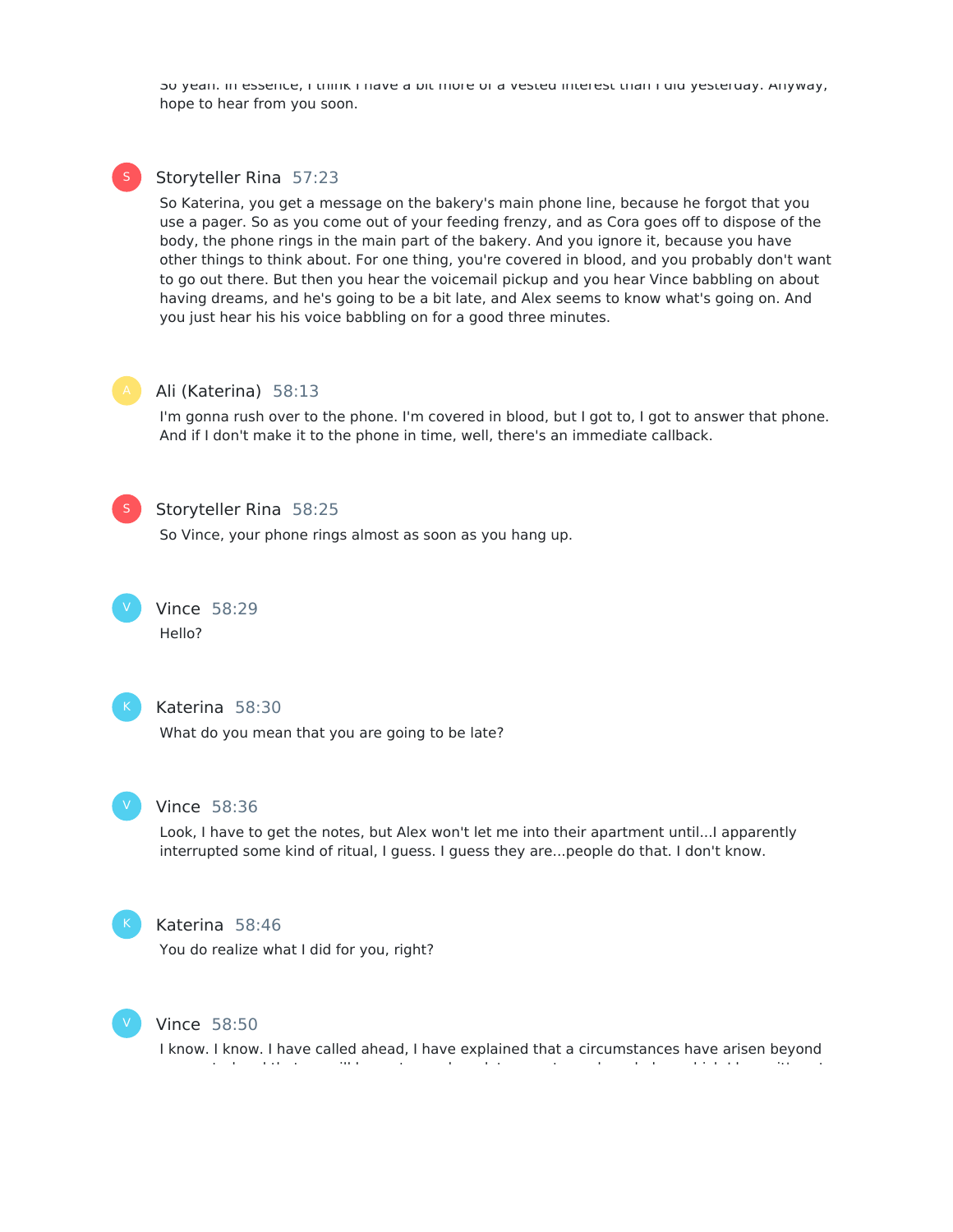So yeah. In essence, I think I have a bit more of a vested interest than I did yesterday. Anyway, hope to hear from you soon.

**Storyteller Rina** 57:23

So Katerina, you get a message on the bakery's main phone line, because he forgot that you use a pager. So as you come out of your feeding frenzy, and as Cora goes off to dispose of the body, the phone rings in the main part of the bakery. And you ignore it, because you have other things to think about. For one thing, you're covered in blood, and you probably don't want to go out there. But then you hear the voicemail pickup and you hear Vince babbling on about having dreams, and he's going to be a bit late, and Alex seems to know what's going on. And you just hear his his voice babbling on for a good three minutes.

**Ali (Katerina)** 58:13

I'm gonna rush over to the phone. I'm covered in blood, but I got to, I got to answer that phone. And if I don't make it to the phone in time, well, there's an immediate callback.

**Storyteller Rina** 58:25

So Vince, your phone rings almost as soon as you hang up.

**Vince** 58:29

Hello?

**Katerina** 58:30

What do you mean that you are going to be late?

**Vince** 58:36

Look, I have to get the notes, but Alex won't let me into their apartment until...I apparently interrupted some kind of ritual, I guess. I guess they are...people do that. I don't know.

**Katerina** 58:46

You do realize what I did for you, right?

**Vince** 58:50

I know. I know. I have called ahead, I have explained that a circumstances have arisen beyond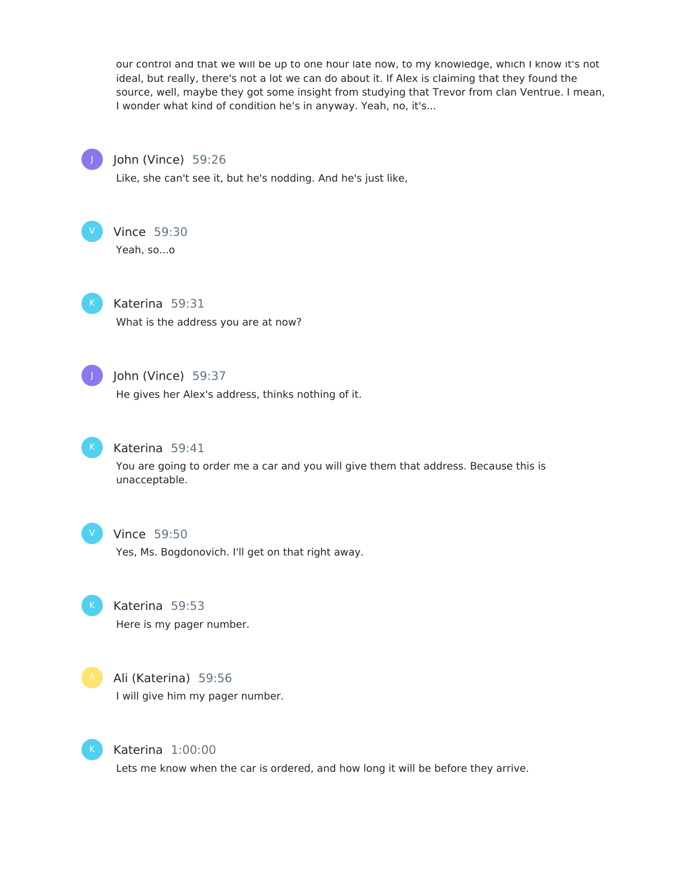our control and that we will be up to one hour late now, to my knowledge, which I know it's not ideal, but really, there's not a lot we can do about it. If Alex is claiming that they found the source, well, maybe they got some insight from studying that Trevor from clan Ventrue. I mean, I wonder what kind of condition he's in anyway. Yeah, no, it's...

**John (Vince)** 59:26

Like, she can't see it, but he's nodding. And he's just like,

**Vince** 59:30

Yeah, so...o

**Katerina** 59:31

What is the address you are at now?

**John (Vince)** 59:37

He gives her Alex's address, thinks nothing of it.

**Katerina** 59:41

You are going to order me a car and you will give them that address. Because this is unacceptable.

**Vince** 59:50

Yes, Ms. Bogdonovich. I'll get on that right away.

**Katerina** 59:53

Here is my pager number.

**Ali (Katerina)** 59:56

I will give him my pager number.

**Katerina** 1:00:00

Lets me know when the car is ordered, and how long it will be before they arrive.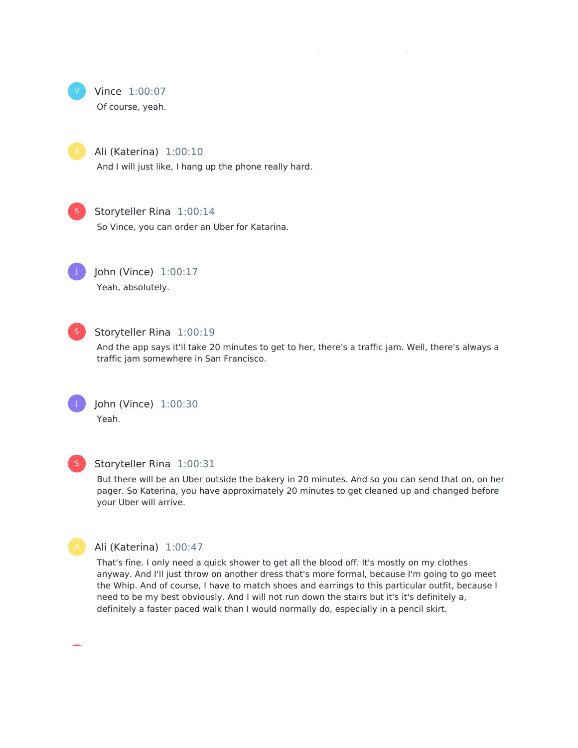**Vince** 1:00:07

Of course, yeah.

**Ali (Katerina)** 1:00:10

And I will just like, I hang up the phone really hard.

**Storyteller Rina** 1:00:14

So Vince, you can order an Uber for Katarina.

**John (Vince)** 1:00:17

Yeah, absolutely.

**Storyteller Rina** 1:00:19

And the app says it'll take 20 minutes to get to her, there's a traffic jam. Well, there's always a traffic jam somewhere in San Francisco.

**John (Vince)** 1:00:30

Yeah.

**Storyteller Rina** 1:00:31

But there will be an Uber outside the bakery in 20 minutes. And so you can send that on, on her pager. So Katerina, you have approximately 20 minutes to get cleaned up and changed before your Uber will arrive.

**Ali (Katerina)** 1:00:47

That's fine. I only need a quick shower to get all the blood off. It's mostly on my clothes anyway. And I'll just throw on another dress that's more formal, because I'm going to go meet the Whip. And of course, I have to match shoes and earrings to this particular outfit, because I need to be my best obviously. And I will not run down the stairs but it's it's definitely a, definitely a faster paced walk than I would normally do, especially in a pencil skirt.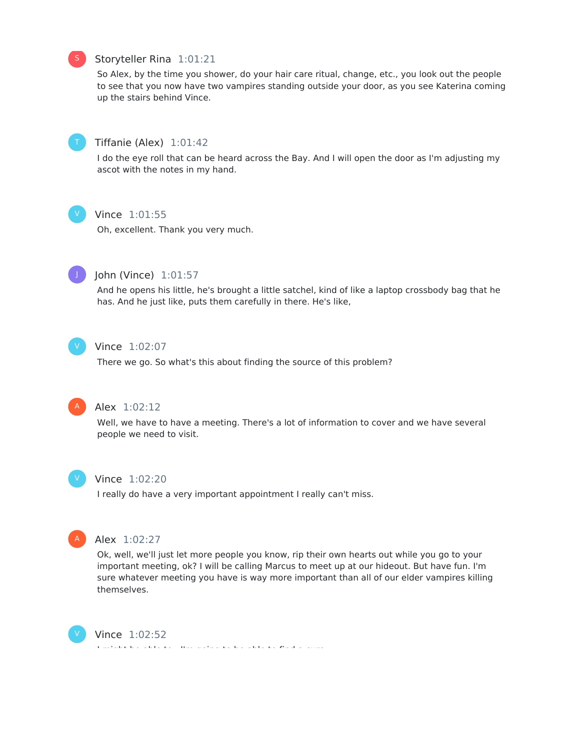**Storyteller Rina** 1:01:21

So Alex, by the time you shower, do your hair care ritual, change, etc., you look out the people to see that you now have two vampires standing outside your door, as you see Katerina coming up the stairs behind Vince.

**Tiffanie (Alex)** 1:01:42

I do the eye roll that can be heard across the Bay. And I will open the door as I'm adjusting my ascot with the notes in my hand.

**Vince** 1:01:55

Oh, excellent. Thank you very much.

**John (Vince)** 1:01:57

And he opens his little, he's brought a little satchel, kind of like a laptop crossbody bag that he has. And he just like, puts them carefully in there. He's like,

**Vince** 1:02:07

There we go. So what's this about finding the source of this problem?

**Alex** 1:02:12

Well, we have to have a meeting. There's a lot of information to cover and we have several people we need to visit.

**Vince** 1:02:20

I really do have a very important appointment I really can't miss.

**Alex** 1:02:27

Ok, well, we'll just let more people you know, rip their own hearts out while you go to your important meeting, ok? I will be calling Marcus to meet up at our hideout. But have fun. I'm sure whatever meeting you have is way more important than all of our elder vampires killing themselves.

**Vince** 1:02:52

I might be able to... I'm going to be able to find a cure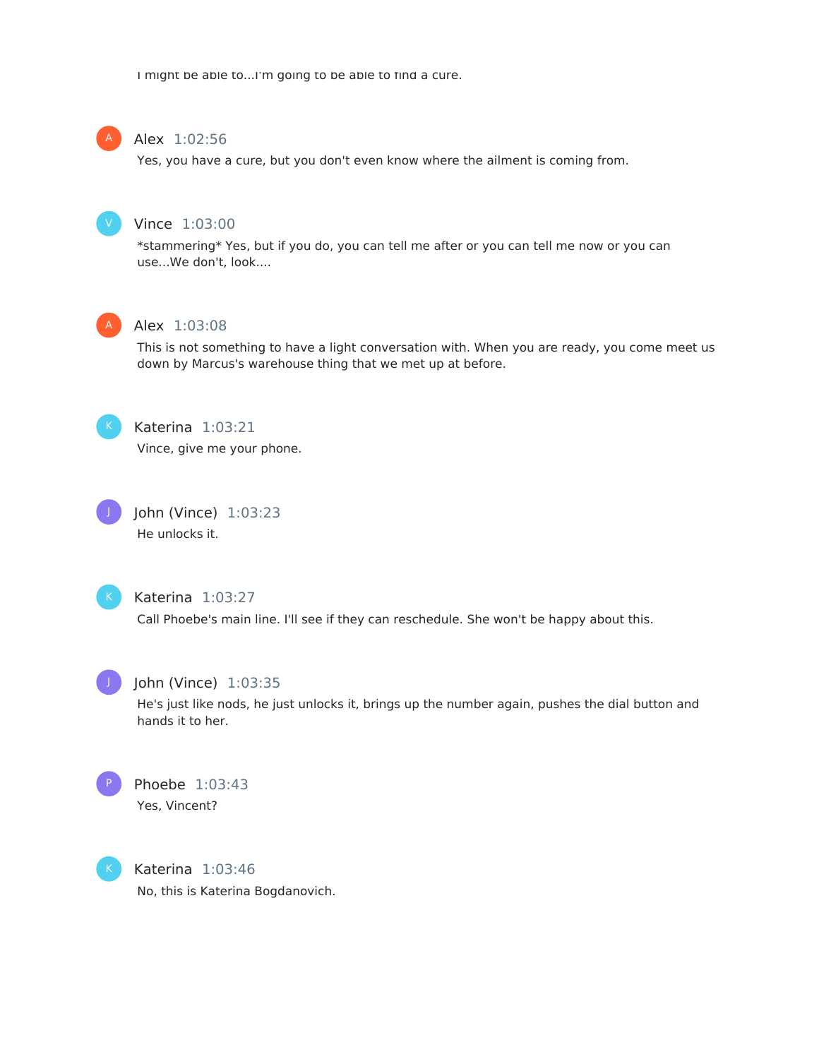I might be able to...I'm going to be able to find a cure.

**Alex** 1:02:56

Yes, you have a cure, but you don't even know where the ailment is coming from.

**Vince** 1:03:00

*stammering* Yes, but if you do, you can tell me after or you can tell me now or you can use...We don't, look....

**Alex** 1:03:08

This is not something to have a light conversation with. When you are ready, you come meet us down by Marcus's warehouse thing that we met up at before.

**Katerina** 1:03:21

Vince, give me your phone.

**John (Vince)** 1:03:23

He unlocks it.

**Katerina** 1:03:27

Call Phoebe's main line. I'll see if they can reschedule. She won't be happy about this.

**John (Vince)** 1:03:35

He's just like nods, he just unlocks it, brings up the number again, pushes the dial button and hands it to her.

**Phoebe** 1:03:43

Yes, Vincent?

**Katerina** 1:03:46

No, this is Katerina Bogdanovich.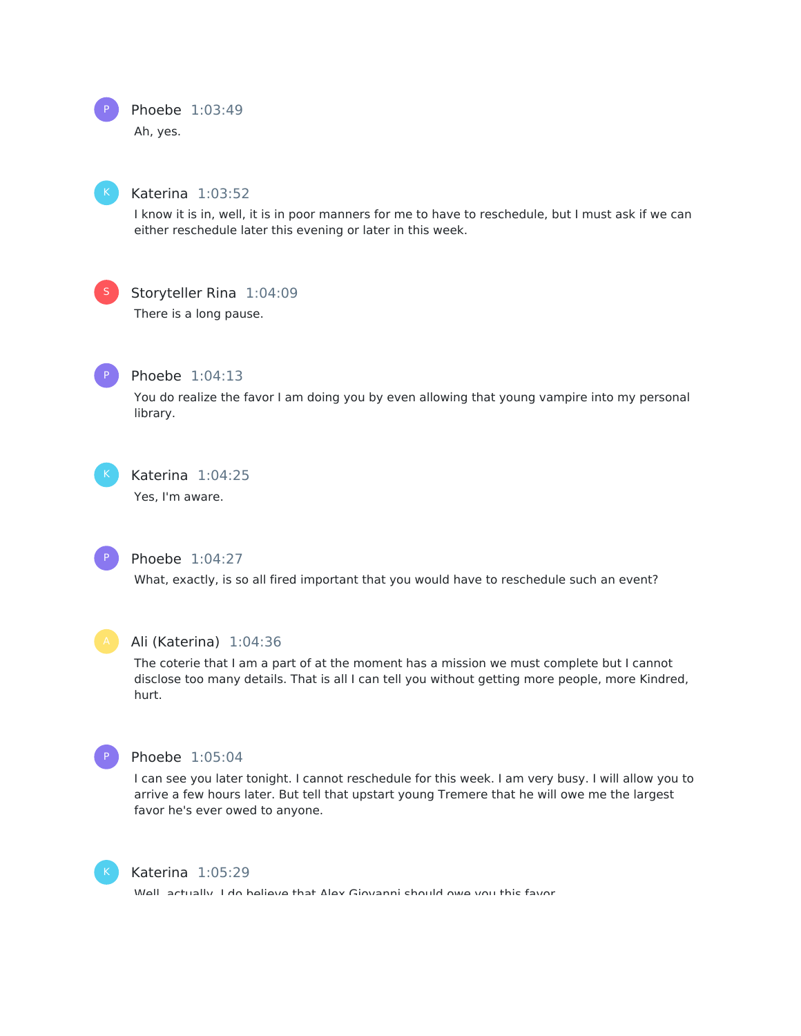**Phoebe** 1:03:49

Ah, yes.

**Katerina** 1:03:52

I know it is in, well, it is in poor manners for me to have to reschedule, but I must ask if we can either reschedule later this evening or later in this week.

**Storyteller Rina** 1:04:09

There is a long pause.

**Phoebe** 1:04:13

You do realize the favor I am doing you by even allowing that young vampire into my personal library.

**Katerina** 1:04:25

Yes, I'm aware.

**Phoebe** 1:04:27

What, exactly, is so all fired important that you would have to reschedule such an event?

**Ali (Katerina)** 1:04:36

The coterie that I am a part of at the moment has a mission we must complete but I cannot disclose too many details. That is all I can tell you without getting more people, more Kindred, hurt.

**Phoebe** 1:05:04

I can see you later tonight. I cannot reschedule for this week. I am very busy. I will allow you to arrive a few hours later. But tell that upstart young Tremere that he will owe me the largest favor he's ever owed to anyone.

**Katerina** 1:05:29

Well, actually, I do believe that Alex Giovanni should owe you this favor.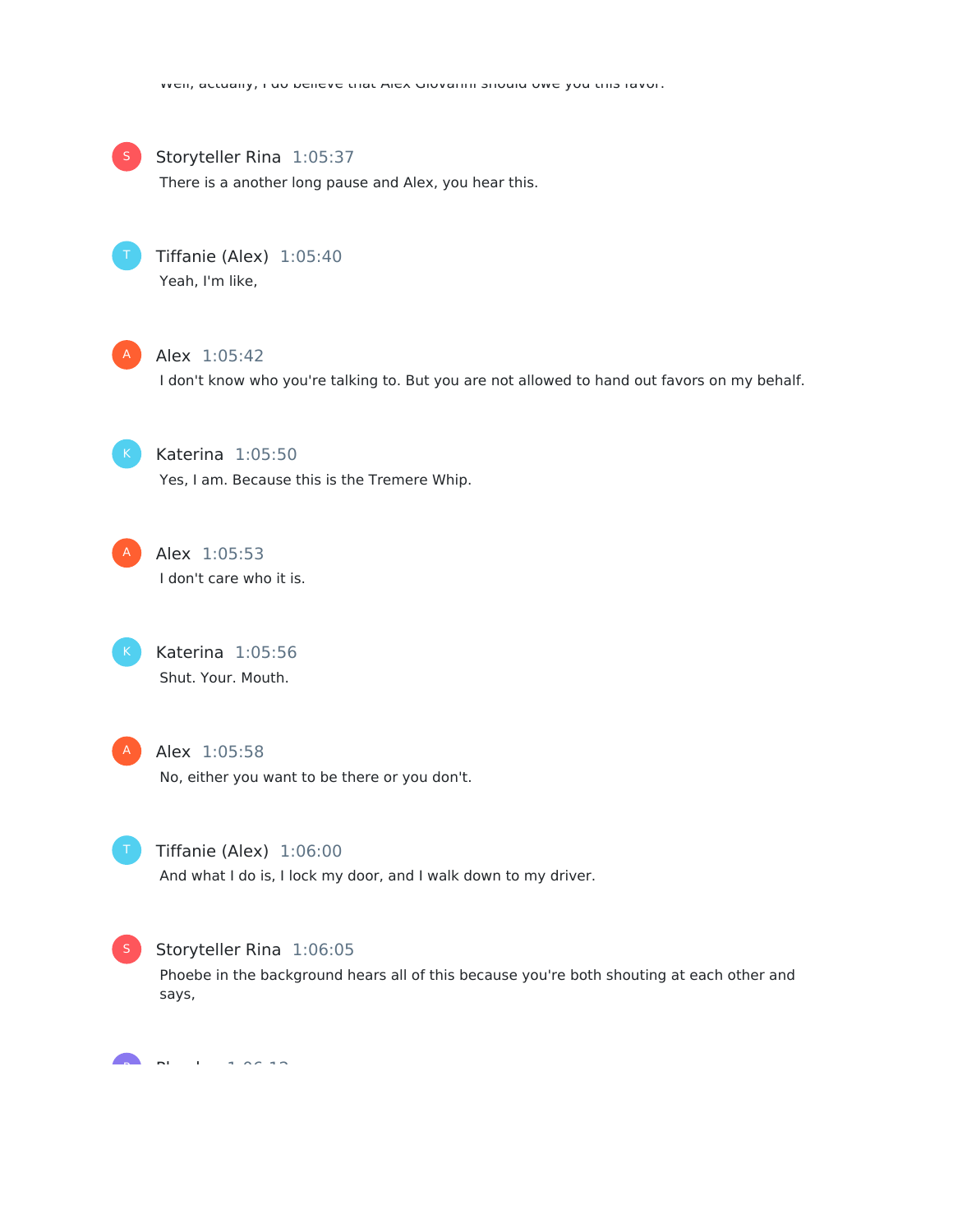Well, actually, I do believe that Alex Giovanni should owe you this favor.

**Storyteller Rina** 1:05:37
There is a another long pause and Alex, you hear this.

**Tiffanie (Alex)** 1:05:40
Yeah, I'm like,

**Alex** 1:05:42
I don't know who you're talking to. But you are not allowed to hand out favors on my behalf.

**Katerina** 1:05:50
Yes, I am. Because this is the Tremere Whip.

**Alex** 1:05:53
I don't care who it is.

**Katerina** 1:05:56
Shut. Your. Mouth.

**Alex** 1:05:58
No, either you want to be there or you don't.

**Tiffanie (Alex)** 1:06:00
And what I do is, I lock my door, and I walk down to my driver.

**Storyteller Rina** 1:06:05
Phoebe in the background hears all of this because you're both shouting at each other and says,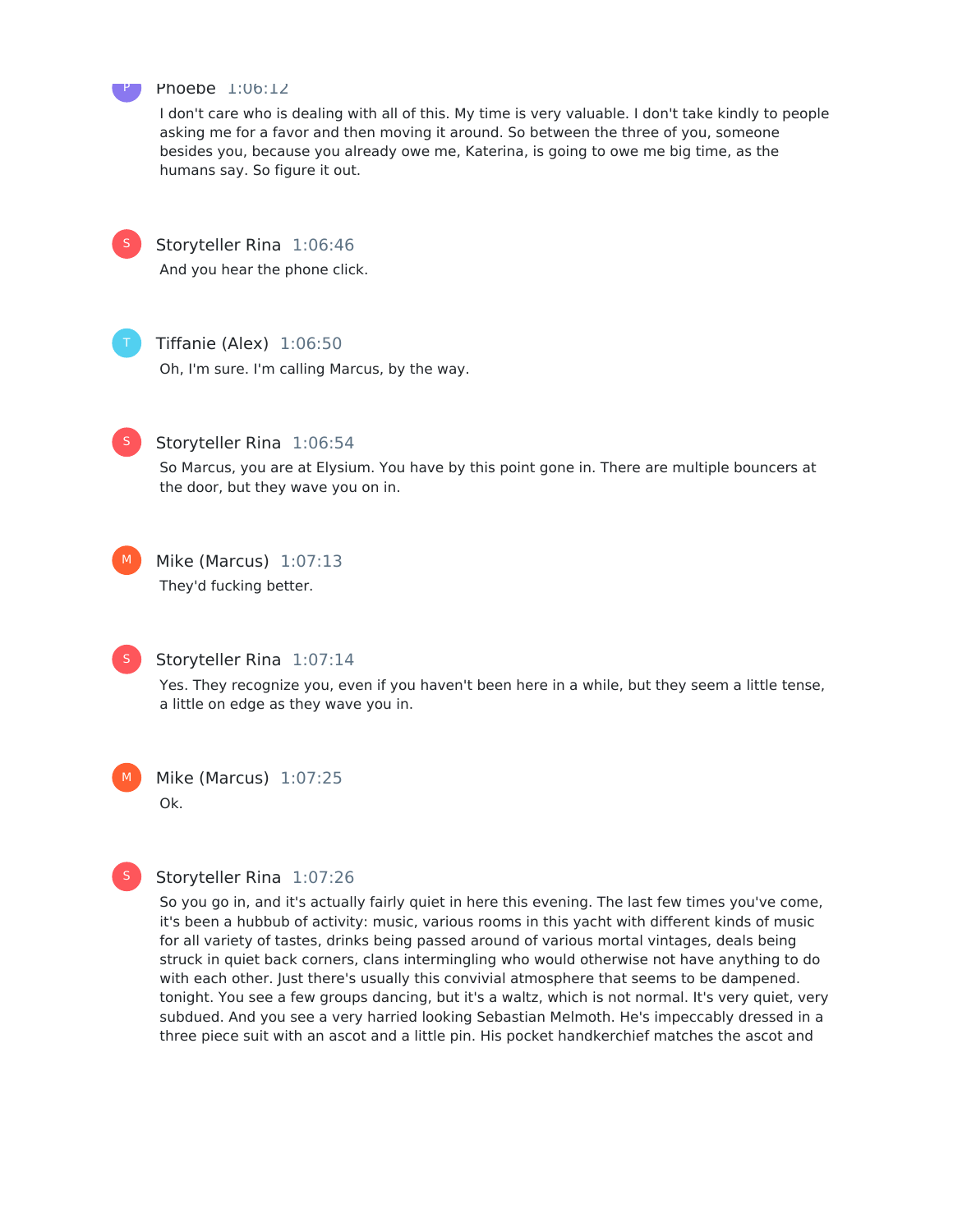Phoebe 1:06:12

I don't care who is dealing with all of this. My time is very valuable. I don't take kindly to people asking me for a favor and then moving it around. So between the three of you, someone besides you, because you already owe me, Katerina, is going to owe me big time, as the humans say. So figure it out.

Storyteller Rina 1:06:46

And you hear the phone click.

Tiffanie (Alex) 1:06:50

Oh, I'm sure. I'm calling Marcus, by the way.

Storyteller Rina 1:06:54

So Marcus, you are at Elysium. You have by this point gone in. There are multiple bouncers at the door, but they wave you on in.

Mike (Marcus) 1:07:13

They'd fucking better.

Storyteller Rina 1:07:14

Yes. They recognize you, even if you haven't been here in a while, but they seem a little tense, a little on edge as they wave you in.

Mike (Marcus) 1:07:25

Ok.

Storyteller Rina 1:07:26

So you go in, and it's actually fairly quiet in here this evening. The last few times you've come, it's been a hubbub of activity: music, various rooms in this yacht with different kinds of music for all variety of tastes, drinks being passed around of various mortal vintages, deals being struck in quiet back corners, clans intermingling who would otherwise not have anything to do with each other. Just there's usually this convivial atmosphere that seems to be dampened. tonight. You see a few groups dancing, but it's a waltz, which is not normal. It's very quiet, very subdued. And you see a very harried looking Sebastian Melmoth. He's impeccably dressed in a three piece suit with an ascot and a little pin. His pocket handkerchief matches the ascot and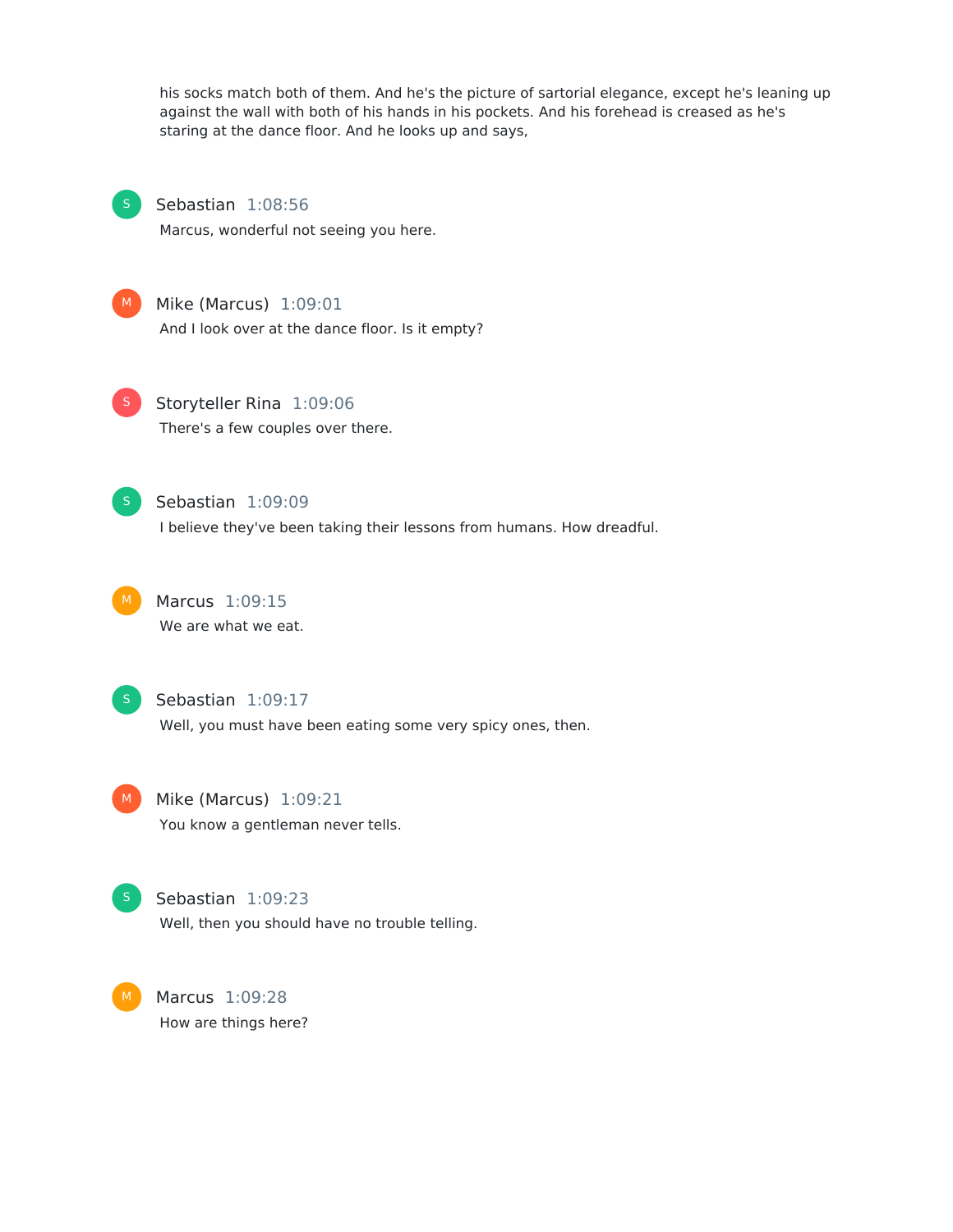his socks match both of them. And he's the picture of sartorial elegance, except he's leaning up against the wall with both of his hands in his pockets. And his forehead is creased as he's staring at the dance floor. And he looks up and says,

**Sebastian** 1:08:56
Marcus, wonderful not seeing you here.

**Mike (Marcus)** 1:09:01
And I look over at the dance floor. Is it empty?

**Storyteller Rina** 1:09:06
There's a few couples over there.

**Sebastian** 1:09:09
I believe they've been taking their lessons from humans. How dreadful.

**Marcus** 1:09:15
We are what we eat.

**Sebastian** 1:09:17
Well, you must have been eating some very spicy ones, then.

**Mike (Marcus)** 1:09:21
You know a gentleman never tells.

**Sebastian** 1:09:23
Well, then you should have no trouble telling.

**Marcus** 1:09:28
How are things here?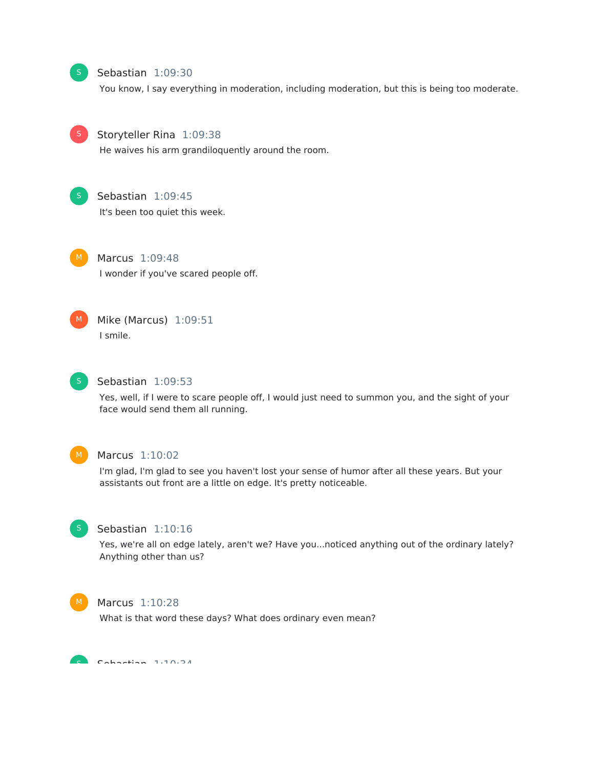**Sebastian** 1:09:30

You know, I say everything in moderation, including moderation, but this is being too moderate.

**Storyteller Rina** 1:09:38

He waives his arm grandiloquently around the room.

**Sebastian** 1:09:45

It's been too quiet this week.

**Marcus** 1:09:48

I wonder if you've scared people off.

**Mike (Marcus)** 1:09:51

I smile.

**Sebastian** 1:09:53

Yes, well, if I were to scare people off, I would just need to summon you, and the sight of your face would send them all running.

**Marcus** 1:10:02

I'm glad, I'm glad to see you haven't lost your sense of humor after all these years. But your assistants out front are a little on edge. It's pretty noticeable.

**Sebastian** 1:10:16

Yes, we're all on edge lately, aren't we? Have you...noticed anything out of the ordinary lately? Anything other than us?

**Marcus** 1:10:28

What is that word these days? What does ordinary even mean?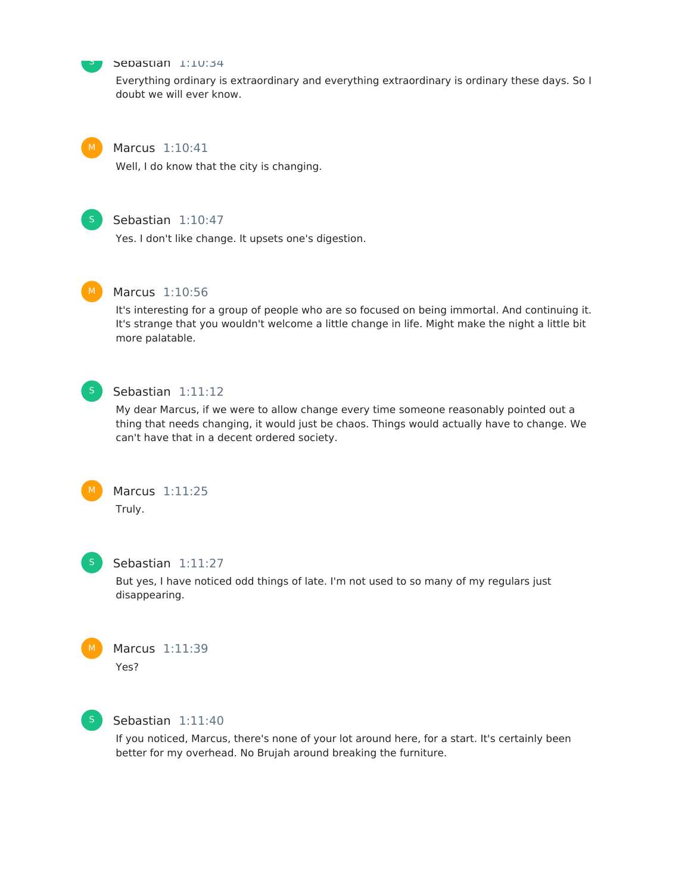Sebastian 1:10:34

Everything ordinary is extraordinary and everything extraordinary is ordinary these days. So I doubt we will ever know.

Marcus 1:10:41

Well, I do know that the city is changing.

Sebastian 1:10:47

Yes. I don't like change. It upsets one's digestion.

Marcus 1:10:56

It's interesting for a group of people who are so focused on being immortal. And continuing it. It's strange that you wouldn't welcome a little change in life. Might make the night a little bit more palatable.

Sebastian 1:11:12

My dear Marcus, if we were to allow change every time someone reasonably pointed out a thing that needs changing, it would just be chaos. Things would actually have to change. We can't have that in a decent ordered society.

Marcus 1:11:25

Truly.

Sebastian 1:11:27

But yes, I have noticed odd things of late. I'm not used to so many of my regulars just disappearing.

Marcus 1:11:39

Yes?

Sebastian 1:11:40

If you noticed, Marcus, there's none of your lot around here, for a start. It's certainly been better for my overhead. No Brujah around breaking the furniture.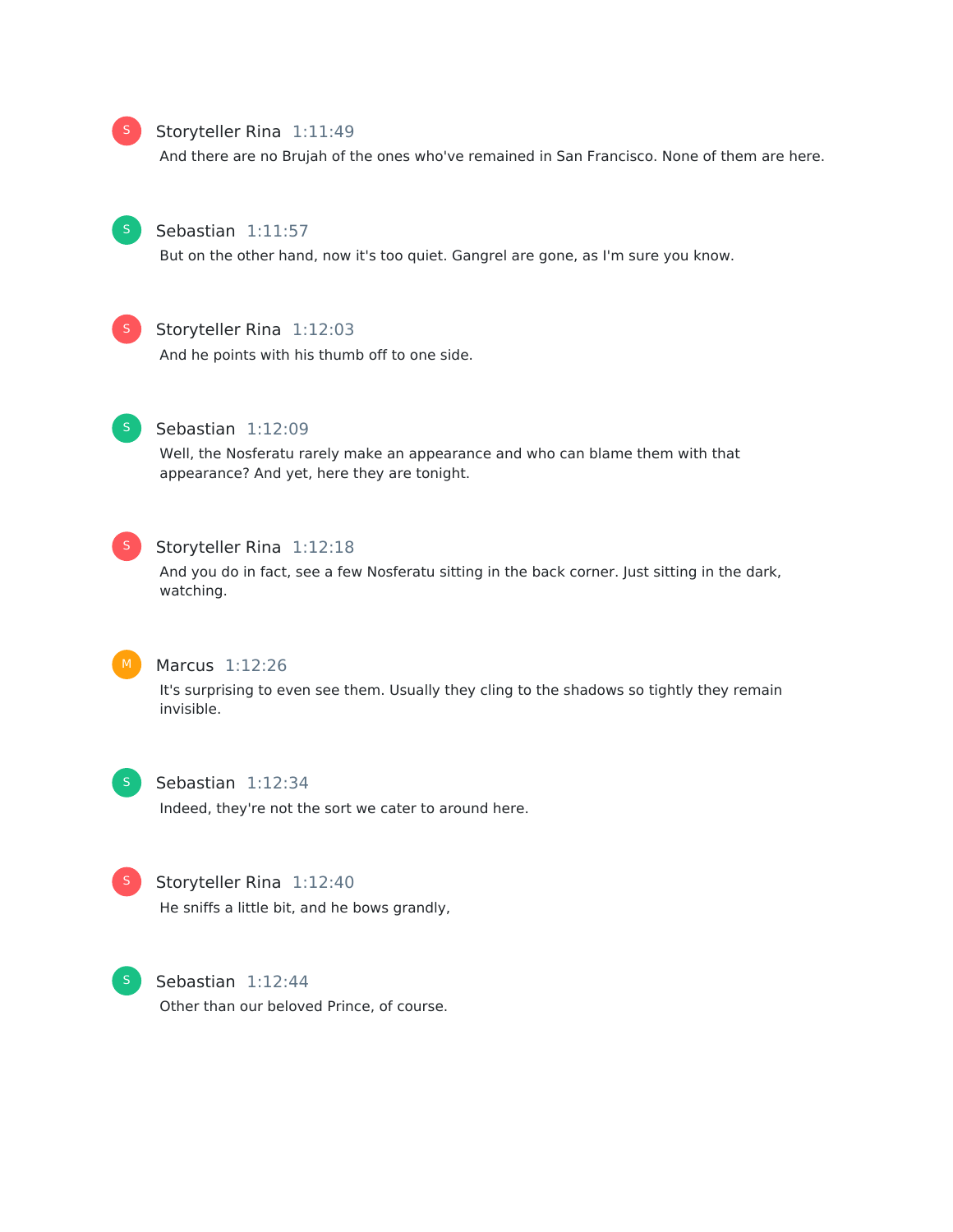**Storyteller Rina** 1:11:49

And there are no Brujah of the ones who've remained in San Francisco. None of them are here.

**Sebastian** 1:11:57

But on the other hand, now it's too quiet. Gangrel are gone, as I'm sure you know.

**Storyteller Rina** 1:12:03

And he points with his thumb off to one side.

**Sebastian** 1:12:09

Well, the Nosferatu rarely make an appearance and who can blame them with that appearance? And yet, here they are tonight.

**Storyteller Rina** 1:12:18

And you do in fact, see a few Nosferatu sitting in the back corner. Just sitting in the dark, watching.

**Marcus** 1:12:26

It's surprising to even see them. Usually they cling to the shadows so tightly they remain invisible.

**Sebastian** 1:12:34

Indeed, they're not the sort we cater to around here.

**Storyteller Rina** 1:12:40

He sniffs a little bit, and he bows grandly,

**Sebastian** 1:12:44

Other than our beloved Prince, of course.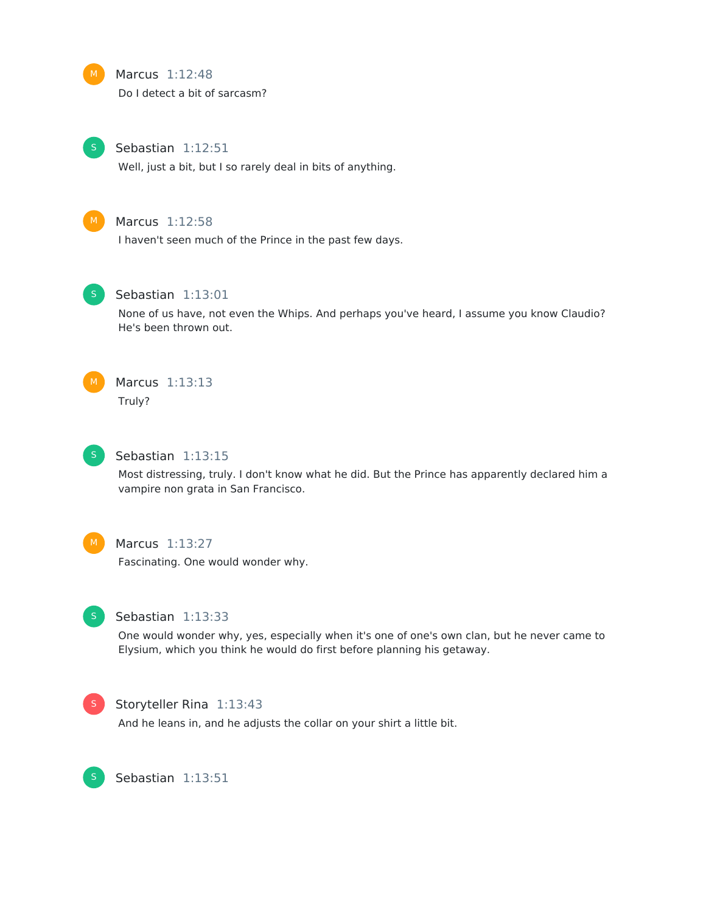**Marcus** 1:12:48

Do I detect a bit of sarcasm?

**Sebastian** 1:12:51

Well, just a bit, but I so rarely deal in bits of anything.

**Marcus** 1:12:58

I haven't seen much of the Prince in the past few days.

**Sebastian** 1:13:01

None of us have, not even the Whips. And perhaps you've heard, I assume you know Claudio? He's been thrown out.

**Marcus** 1:13:13

Truly?

**Sebastian** 1:13:15

Most distressing, truly. I don't know what he did. But the Prince has apparently declared him a vampire non grata in San Francisco.

**Marcus** 1:13:27

Fascinating. One would wonder why.

**Sebastian** 1:13:33

One would wonder why, yes, especially when it's one of one's own clan, but he never came to Elysium, which you think he would do first before planning his getaway.

**Storyteller Rina** 1:13:43

And he leans in, and he adjusts the collar on your shirt a little bit.

**Sebastian** 1:13:51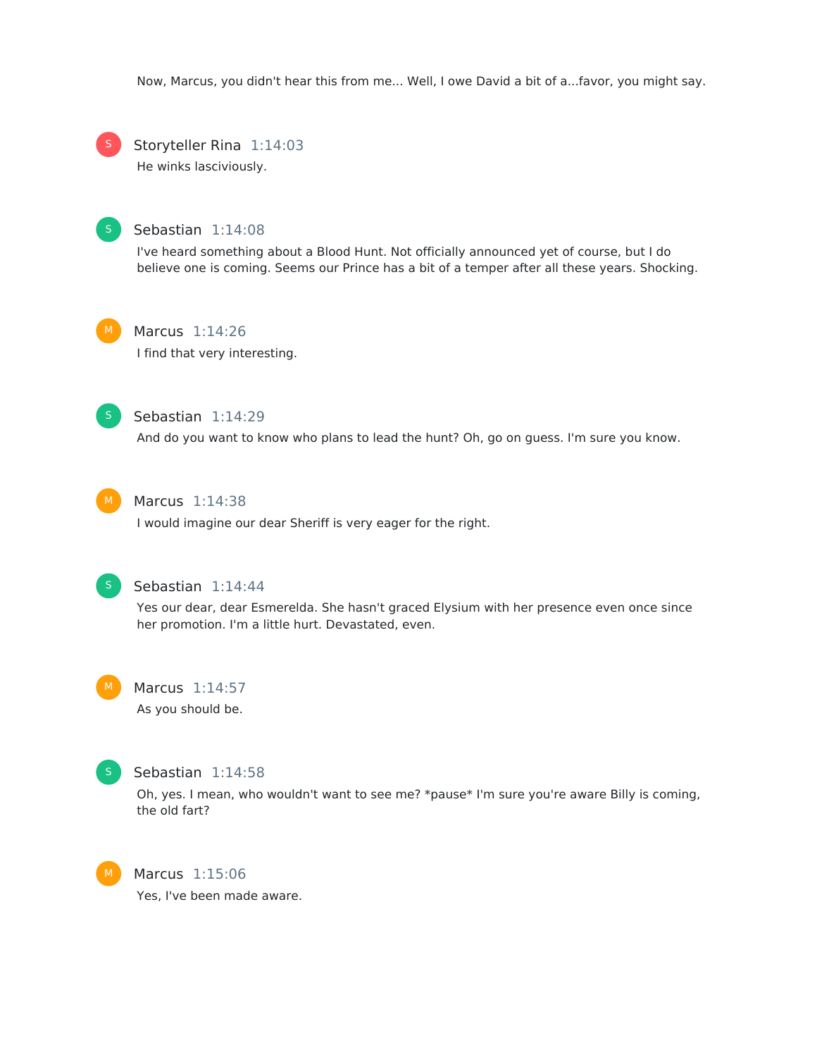Now, Marcus, you didn't hear this from me... Well, I owe David a bit of a...favor, you might say.

**Storyteller Rina** 1:14:03

He winks lasciviously.

**Sebastian** 1:14:08

I've heard something about a Blood Hunt. Not officially announced yet of course, but I do believe one is coming. Seems our Prince has a bit of a temper after all these years. Shocking.

**Marcus** 1:14:26

I find that very interesting.

**Sebastian** 1:14:29

And do you want to know who plans to lead the hunt? Oh, go on guess. I'm sure you know.

**Marcus** 1:14:38

I would imagine our dear Sheriff is very eager for the right.

**Sebastian** 1:14:44

Yes our dear, dear Esmerelda. She hasn't graced Elysium with her presence even once since her promotion. I'm a little hurt. Devastated, even.

**Marcus** 1:14:57

As you should be.

**Sebastian** 1:14:58

Oh, yes. I mean, who wouldn't want to see me? *pause* I'm sure you're aware Billy is coming, the old fart?

**Marcus** 1:15:06

Yes, I've been made aware.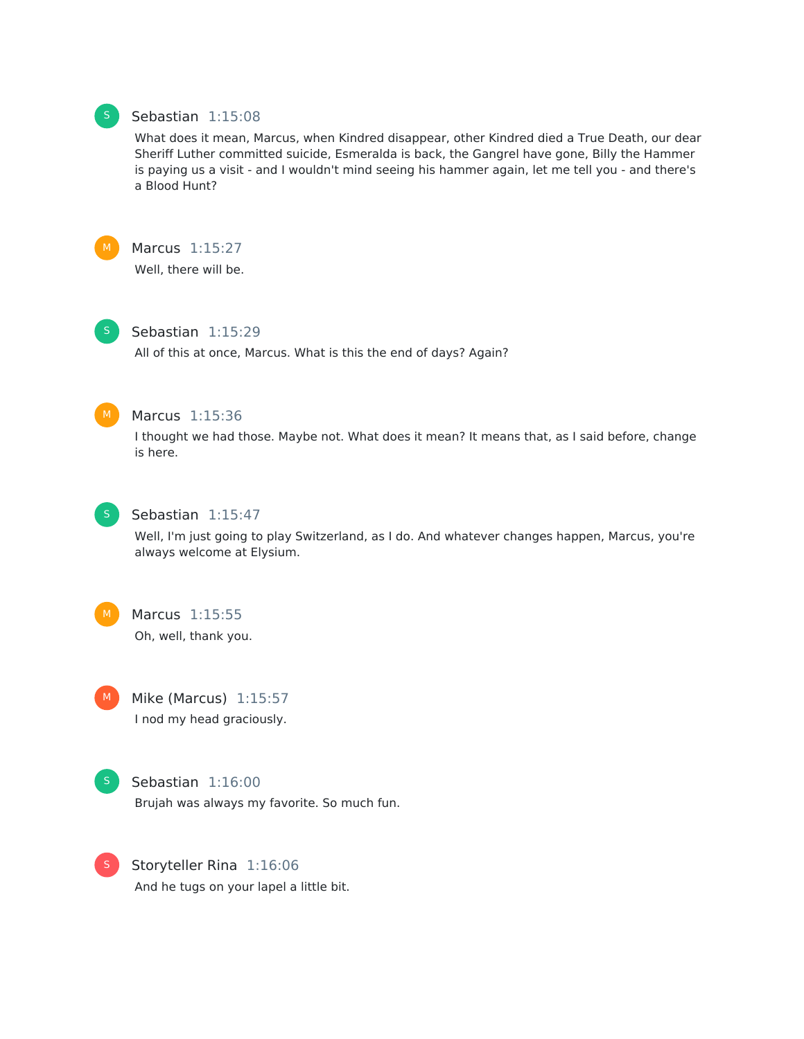**Sebastian** 1:15:08

What does it mean, Marcus, when Kindred disappear, other Kindred died a True Death, our dear Sheriff Luther committed suicide, Esmeralda is back, the Gangrel have gone, Billy the Hammer is paying us a visit - and I wouldn't mind seeing his hammer again, let me tell you - and there's a Blood Hunt?

**Marcus** 1:15:27

Well, there will be.

**Sebastian** 1:15:29

All of this at once, Marcus. What is this the end of days? Again?

**Marcus** 1:15:36

I thought we had those. Maybe not. What does it mean? It means that, as I said before, change is here.

**Sebastian** 1:15:47

Well, I'm just going to play Switzerland, as I do. And whatever changes happen, Marcus, you're always welcome at Elysium.

**Marcus** 1:15:55

Oh, well, thank you.

**Mike (Marcus)** 1:15:57

I nod my head graciously.

**Sebastian** 1:16:00

Brujah was always my favorite. So much fun.

**Storyteller Rina** 1:16:06

And he tugs on your lapel a little bit.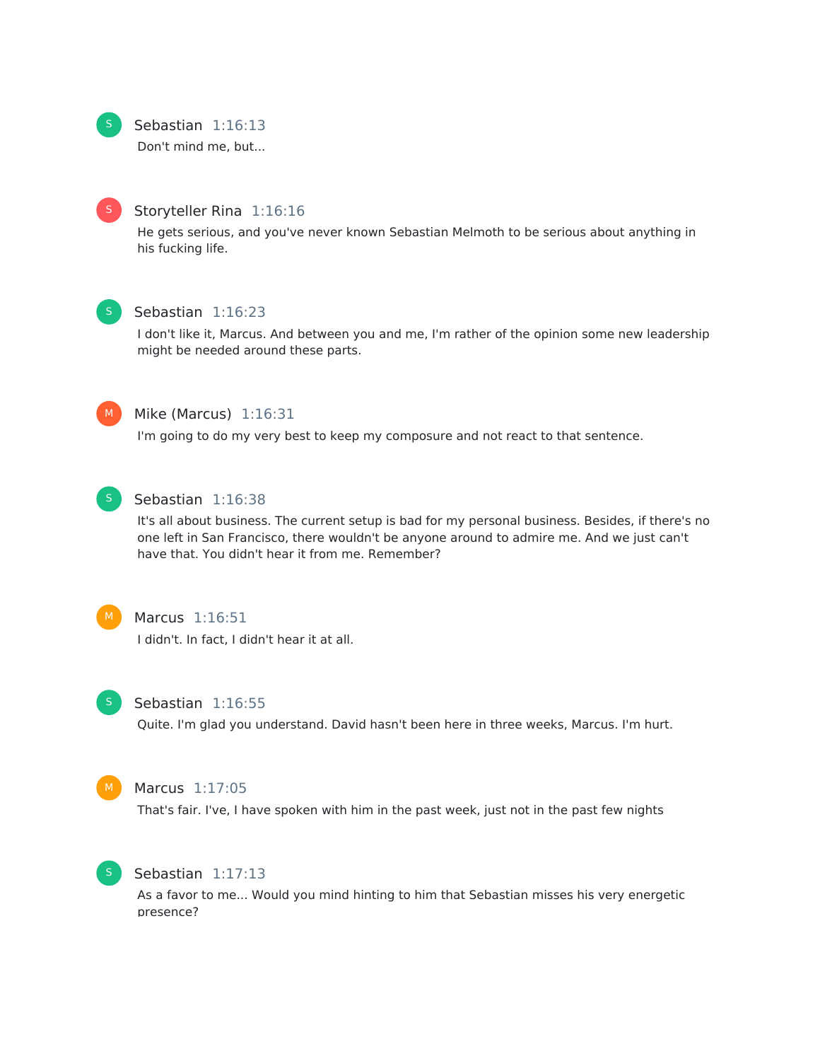**Sebastian** 1:16:13

Don't mind me, but...

**Storyteller Rina** 1:16:16

He gets serious, and you've never known Sebastian Melmoth to be serious about anything in his fucking life.

**Sebastian** 1:16:23

I don't like it, Marcus. And between you and me, I'm rather of the opinion some new leadership might be needed around these parts.

**Mike (Marcus)** 1:16:31

I'm going to do my very best to keep my composure and not react to that sentence.

**Sebastian** 1:16:38

It's all about business. The current setup is bad for my personal business. Besides, if there's no one left in San Francisco, there wouldn't be anyone around to admire me. And we just can't have that. You didn't hear it from me. Remember?

**Marcus** 1:16:51

I didn't. In fact, I didn't hear it at all.

**Sebastian** 1:16:55

Quite. I'm glad you understand. David hasn't been here in three weeks, Marcus. I'm hurt.

**Marcus** 1:17:05

That's fair. I've, I have spoken with him in the past week, just not in the past few nights

**Sebastian** 1:17:13

As a favor to me... Would you mind hinting to him that Sebastian misses his very energetic presence?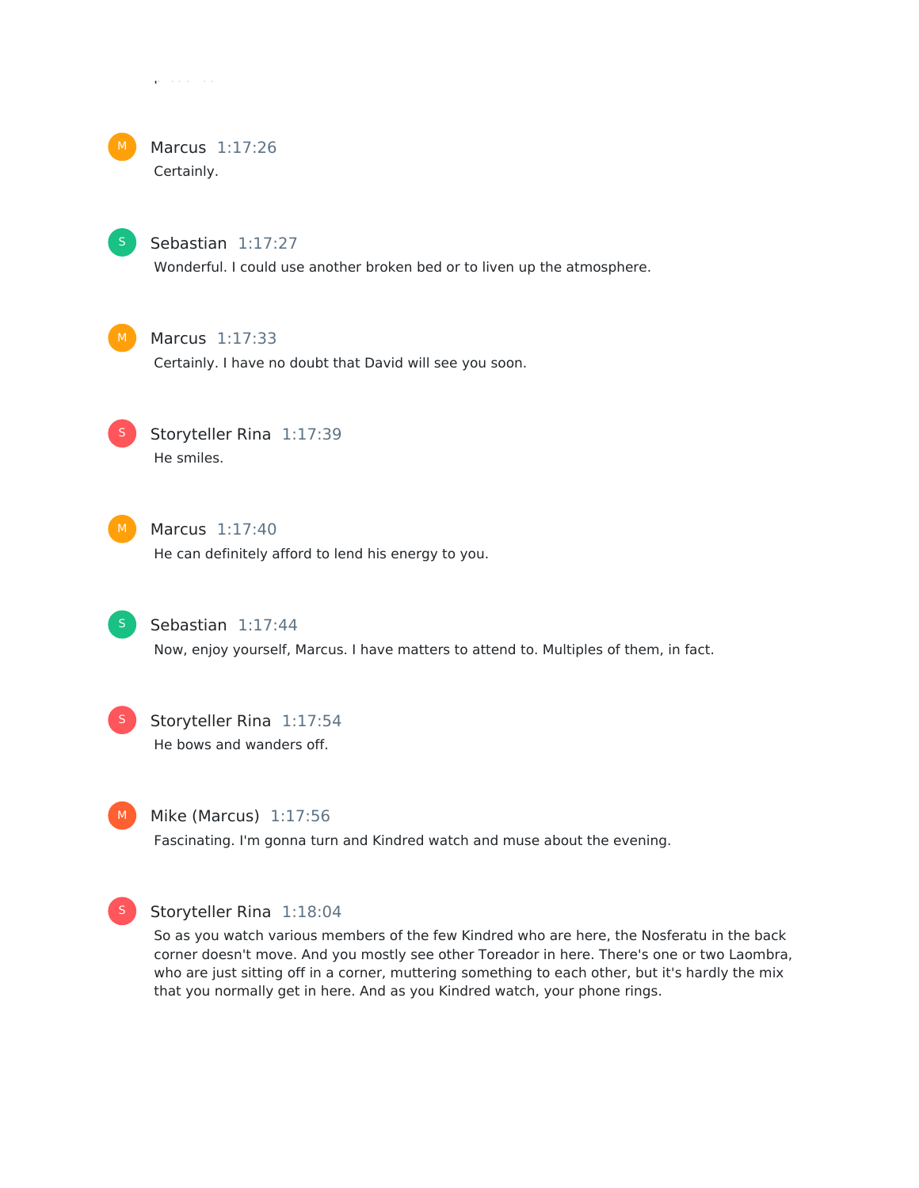**Marcus** 1:17:26
Certainly.

**Sebastian** 1:17:27
Wonderful. I could use another broken bed or to liven up the atmosphere.

**Marcus** 1:17:33
Certainly. I have no doubt that David will see you soon.

**Storyteller Rina** 1:17:39
He smiles.

**Marcus** 1:17:40
He can definitely afford to lend his energy to you.

**Sebastian** 1:17:44
Now, enjoy yourself, Marcus. I have matters to attend to. Multiples of them, in fact.

**Storyteller Rina** 1:17:54
He bows and wanders off.

**Mike (Marcus)** 1:17:56
Fascinating. I'm gonna turn and Kindred watch and muse about the evening.

**Storyteller Rina** 1:18:04
So as you watch various members of the few Kindred who are here, the Nosferatu in the back corner doesn't move. And you mostly see other Toreador in here. There's one or two Laombra, who are just sitting off in a corner, muttering something to each other, but it's hardly the mix that you normally get in here. And as you Kindred watch, your phone rings.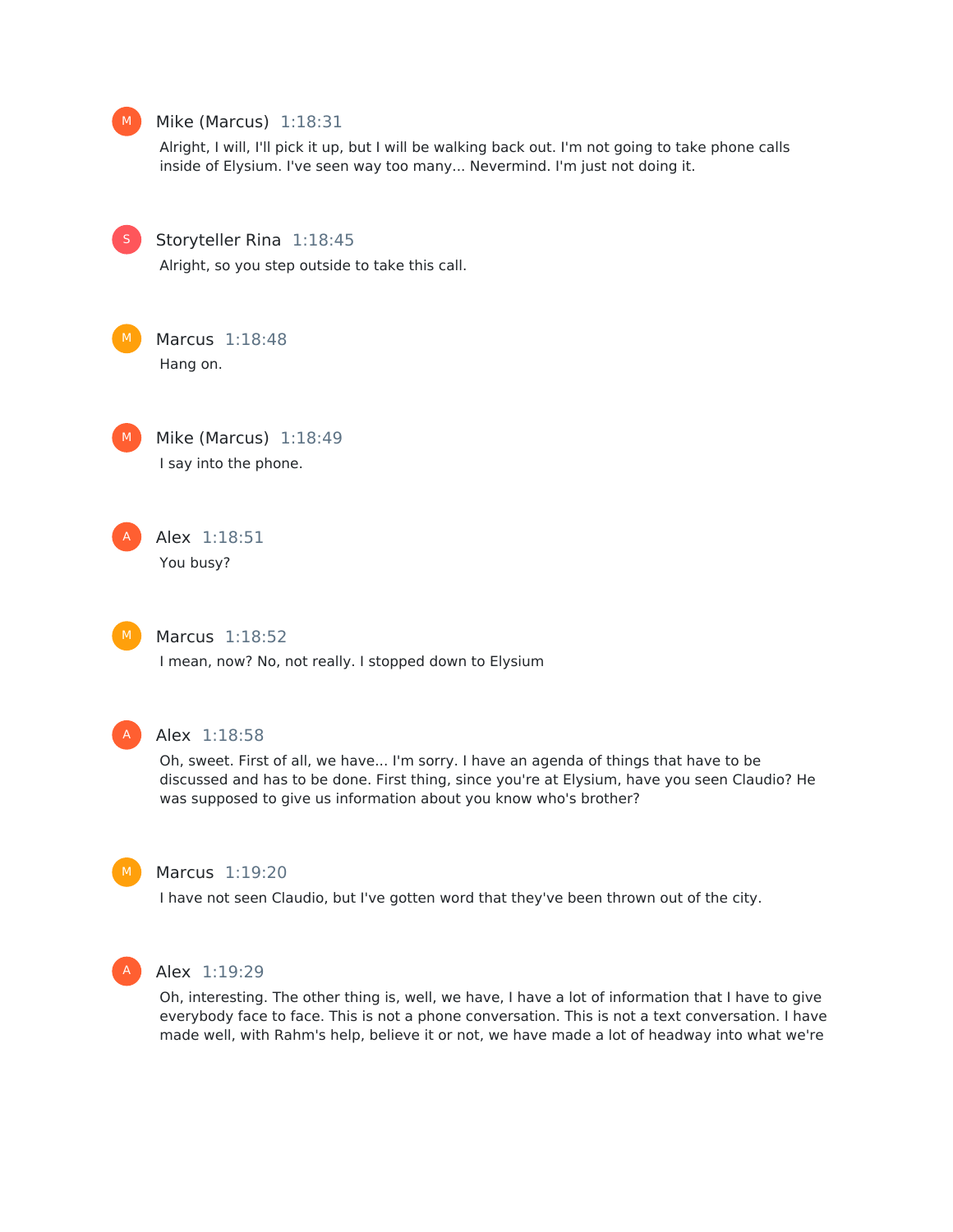**Mike (Marcus)** 1:18:31

Alright, I will, I'll pick it up, but I will be walking back out. I'm not going to take phone calls inside of Elysium. I've seen way too many... Nevermind. I'm just not doing it.

**Storyteller Rina** 1:18:45

Alright, so you step outside to take this call.

**Marcus** 1:18:48

Hang on.

**Mike (Marcus)** 1:18:49

I say into the phone.

**Alex** 1:18:51

You busy?

**Marcus** 1:18:52

I mean, now? No, not really. I stopped down to Elysium

**Alex** 1:18:58

Oh, sweet. First of all, we have... I'm sorry. I have an agenda of things that have to be discussed and has to be done. First thing, since you're at Elysium, have you seen Claudio? He was supposed to give us information about you know who's brother?

**Marcus** 1:19:20

I have not seen Claudio, but I've gotten word that they've been thrown out of the city.

**Alex** 1:19:29

Oh, interesting. The other thing is, well, we have, I have a lot of information that I have to give everybody face to face. This is not a phone conversation. This is not a text conversation. I have made well, with Rahm's help, believe it or not, we have made a lot of headway into what we're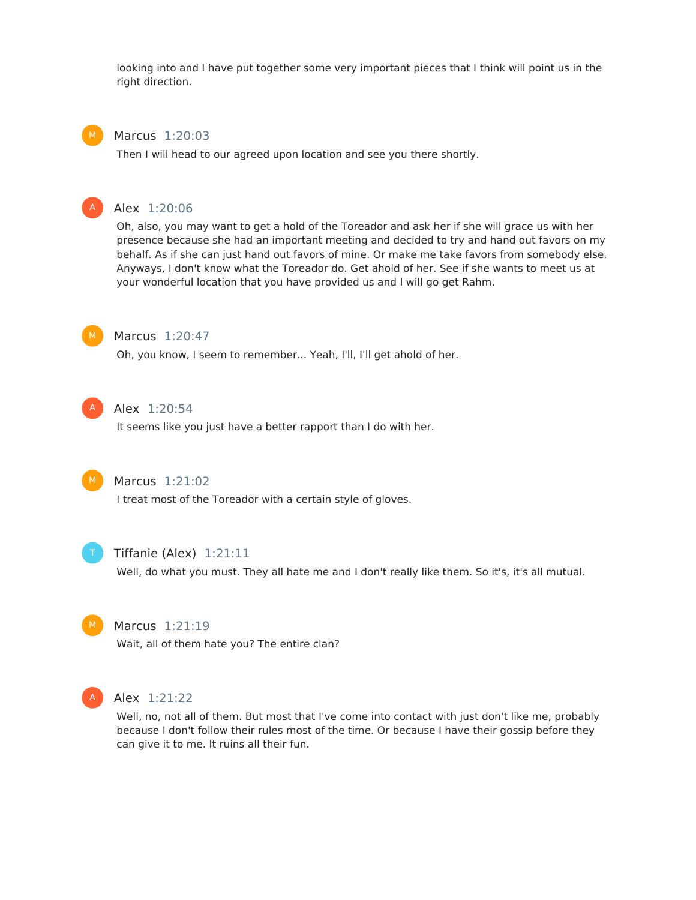looking into and I have put together some very important pieces that I think will point us in the right direction.

**Marcus** 1:20:03

Then I will head to our agreed upon location and see you there shortly.

**Alex** 1:20:06

Oh, also, you may want to get a hold of the Toreador and ask her if she will grace us with her presence because she had an important meeting and decided to try and hand out favors on my behalf. As if she can just hand out favors of mine. Or make me take favors from somebody else. Anyways, I don't know what the Toreador do. Get ahold of her. See if she wants to meet us at your wonderful location that you have provided us and I will go get Rahm.

**Marcus** 1:20:47

Oh, you know, I seem to remember... Yeah, I'll, I'll get ahold of her.

**Alex** 1:20:54

It seems like you just have a better rapport than I do with her.

**Marcus** 1:21:02

I treat most of the Toreador with a certain style of gloves.

**Tiffanie (Alex)** 1:21:11

Well, do what you must. They all hate me and I don't really like them. So it's, it's all mutual.

**Marcus** 1:21:19

Wait, all of them hate you? The entire clan?

**Alex** 1:21:22

Well, no, not all of them. But most that I've come into contact with just don't like me, probably because I don't follow their rules most of the time. Or because I have their gossip before they can give it to me. It ruins all their fun.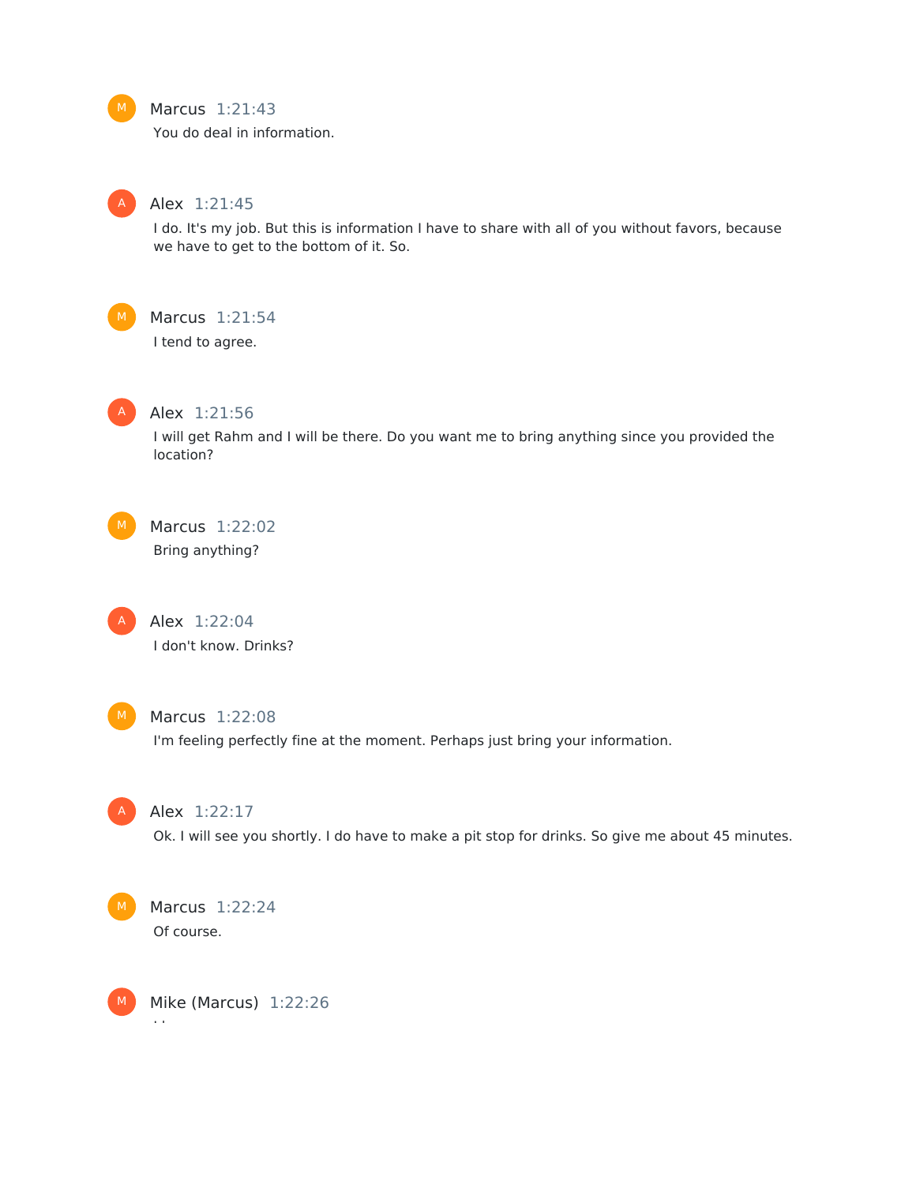**Marcus** 1:21:43

You do deal in information.

**Alex** 1:21:45

I do. It's my job. But this is information I have to share with all of you without favors, because we have to get to the bottom of it. So.

**Marcus** 1:21:54

I tend to agree.

**Alex** 1:21:56

I will get Rahm and I will be there. Do you want me to bring anything since you provided the location?

**Marcus** 1:22:02

Bring anything?

**Alex** 1:22:04

I don't know. Drinks?

**Marcus** 1:22:08

I'm feeling perfectly fine at the moment. Perhaps just bring your information.

**Alex** 1:22:17

Ok. I will see you shortly. I do have to make a pit stop for drinks. So give me about 45 minutes.

**Marcus** 1:22:24

Of course.

**Mike (Marcus)** 1:22:26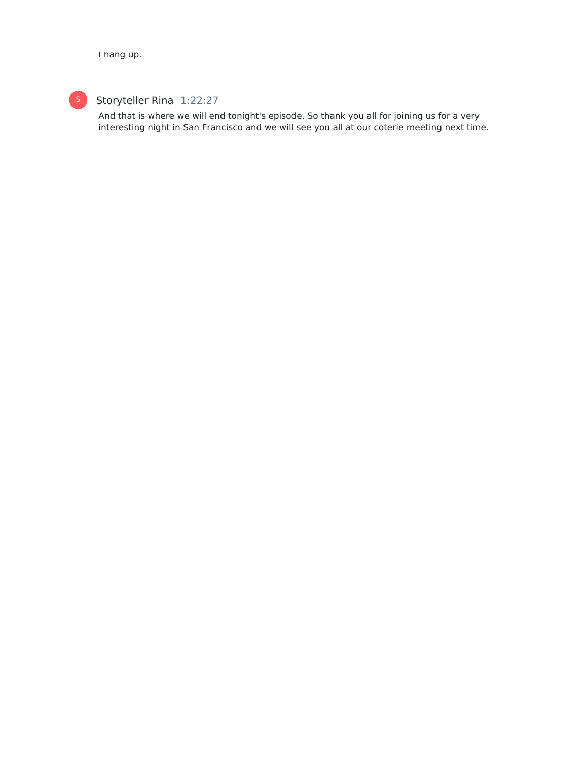I hang up.

S Storyteller Rina 1:22:27

And that is where we will end tonight's episode. So thank you all for joining us for a very interesting night in San Francisco and we will see you all at our coterie meeting next time.